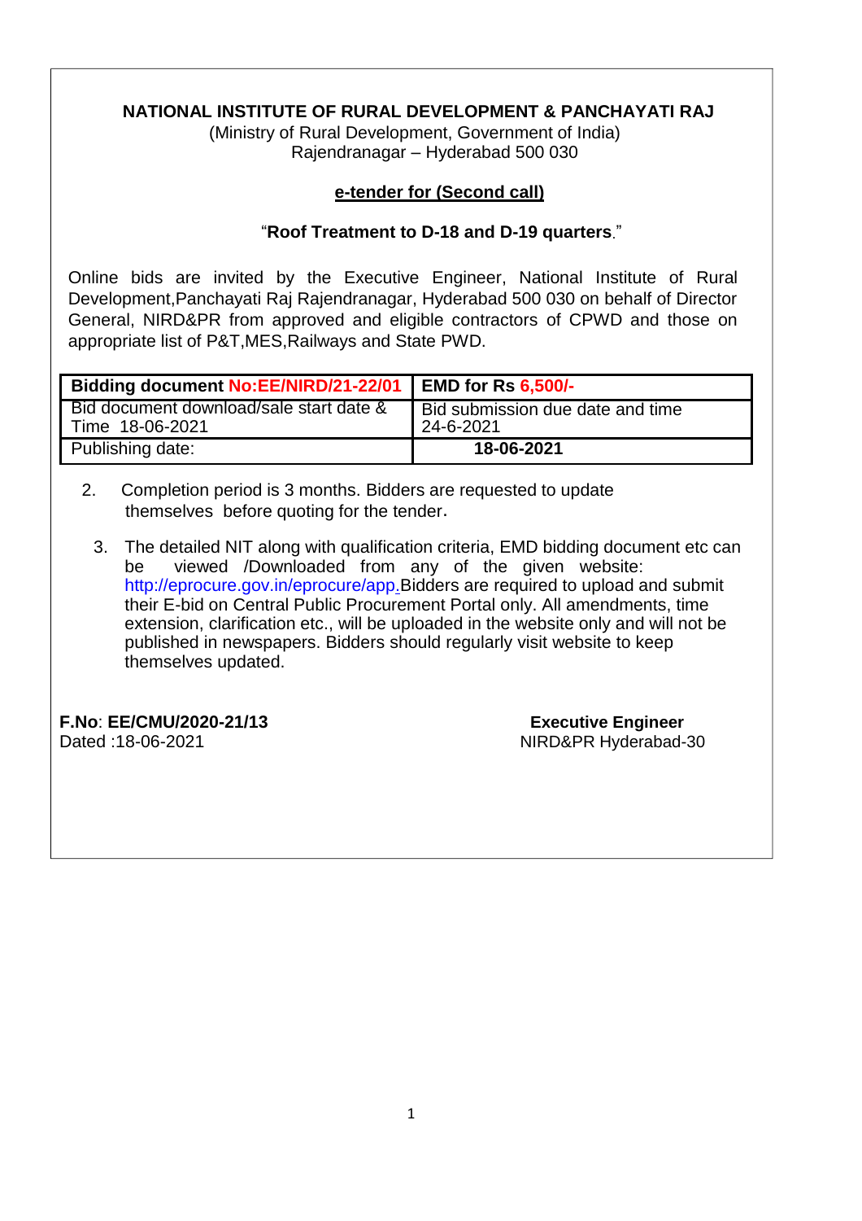**NATIONAL INSTITUTE OF RURAL DEVELOPMENT & PANCHAYATI RAJ**

(Ministry of Rural Development, Government of India)

Rajendranagar – Hyderabad 500 030

**e-tender for (Second call)**

"**Roof Treatment to D-18 and D-19 quarters**."

Online bids are invited by the Executive Engineer, National Institute of Rural Development,Panchayati Raj Rajendranagar, Hyderabad 500 030 on behalf of Director General, NIRD&PR from approved and eligible contractors of CPWD and those on appropriate list of P&T,MES,Railways and State PWD.

| **Bidding document No:EE/NIRD/21-22/01** | **EMD for Rs 6,500/-** |
|---|---|
| Bid document download/sale start date & Time 18-06-2021 | Bid submission due date and time 24-6-2021 |
| Publishing date: | **18-06-2021** |

2. Completion period is 3 months. Bidders are requested to update themselves before quoting for the tender.

3. The detailed NIT along with qualification criteria, EMD bidding document etc can be viewed /Downloaded from any of the given website: http://eprocure.gov.in/eprocure/app. Bidders are required to upload and submit their E-bid on Central Public Procurement Portal only. All amendments, time extension, clarification etc., will be uploaded in the website only and will not be published in newspapers. Bidders should regularly visit website to keep themselves updated.

**F.No**: **EE/CMU/2020-21/13**
Dated :18-06-2021

**Executive Engineer**
NIRD&PR Hyderabad-30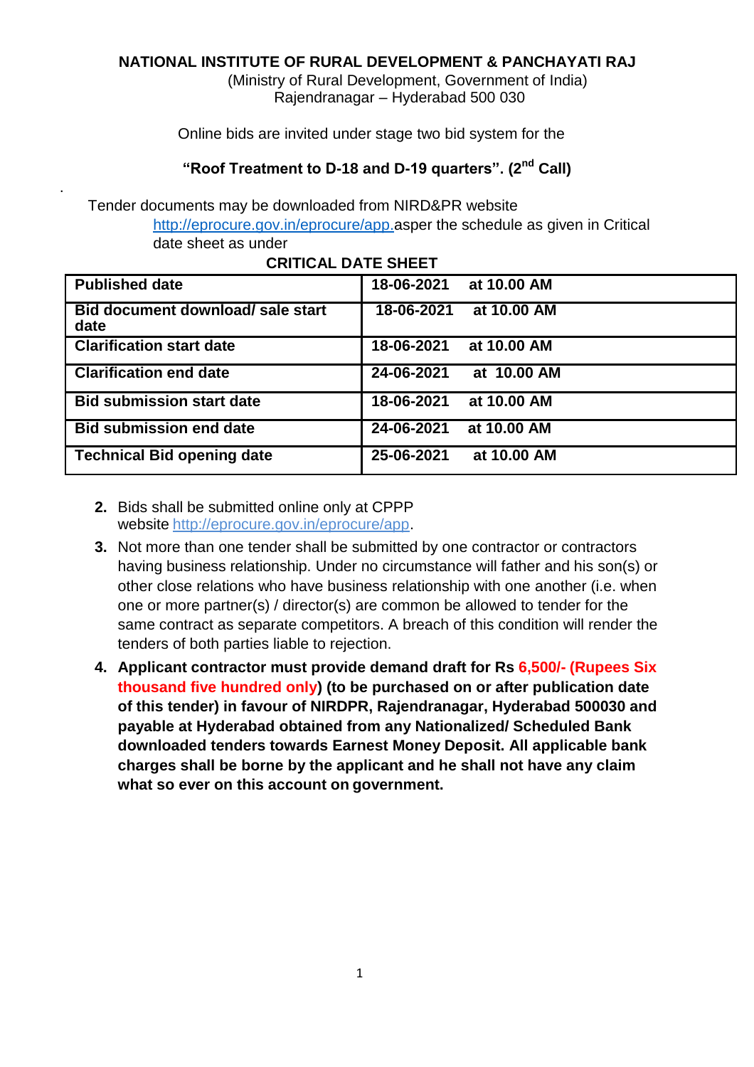**NATIONAL INSTITUTE OF RURAL DEVELOPMENT & PANCHAYATI RAJ**

(Ministry of Rural Development, Government of India)
Rajendranagar – Hyderabad 500 030

Online bids are invited under stage two bid system for the

**"Roof Treatment to D-18 and D-19 quarters". (2nd Call)**

.

Tender documents may be downloaded from NIRD&PR website http://eprocure.gov.in/eprocure/app.asper the schedule as given in Critical date sheet as under

**CRITICAL DATE SHEET**

| | |
|---|---|
| **Published date** | **18-06-2021 at 10.00 AM** |
| **Bid document download/ sale start date** | **18-06-2021 at 10.00 AM** |
| **Clarification start date** | **18-06-2021 at 10.00 AM** |
| **Clarification end date** | **24-06-2021 at 10.00 AM** |
| **Bid submission start date** | **18-06-2021 at 10.00 AM** |
| **Bid submission end date** | **24-06-2021 at 10.00 AM** |
| **Technical Bid opening date** | **25-06-2021 at 10.00 AM** |

2. Bids shall be submitted online only at CPPP website http://eprocure.gov.in/eprocure/app.
3. Not more than one tender shall be submitted by one contractor or contractors having business relationship. Under no circumstance will father and his son(s) or other close relations who have business relationship with one another (i.e. when one or more partner(s) / director(s) are common be allowed to tender for the same contract as separate competitors. A breach of this condition will render the tenders of both parties liable to rejection.
4. **Applicant contractor must provide demand draft for Rs 6,500/- (Rupees Six thousand five hundred only) (to be purchased on or after publication date of this tender) in favour of NIRDPR, Rajendranagar, Hyderabad 500030 and payable at Hyderabad obtained from any Nationalized/ Scheduled Bank downloaded tenders towards Earnest Money Deposit. All applicable bank charges shall be borne by the applicant and he shall not have any claim what so ever on this account on government.**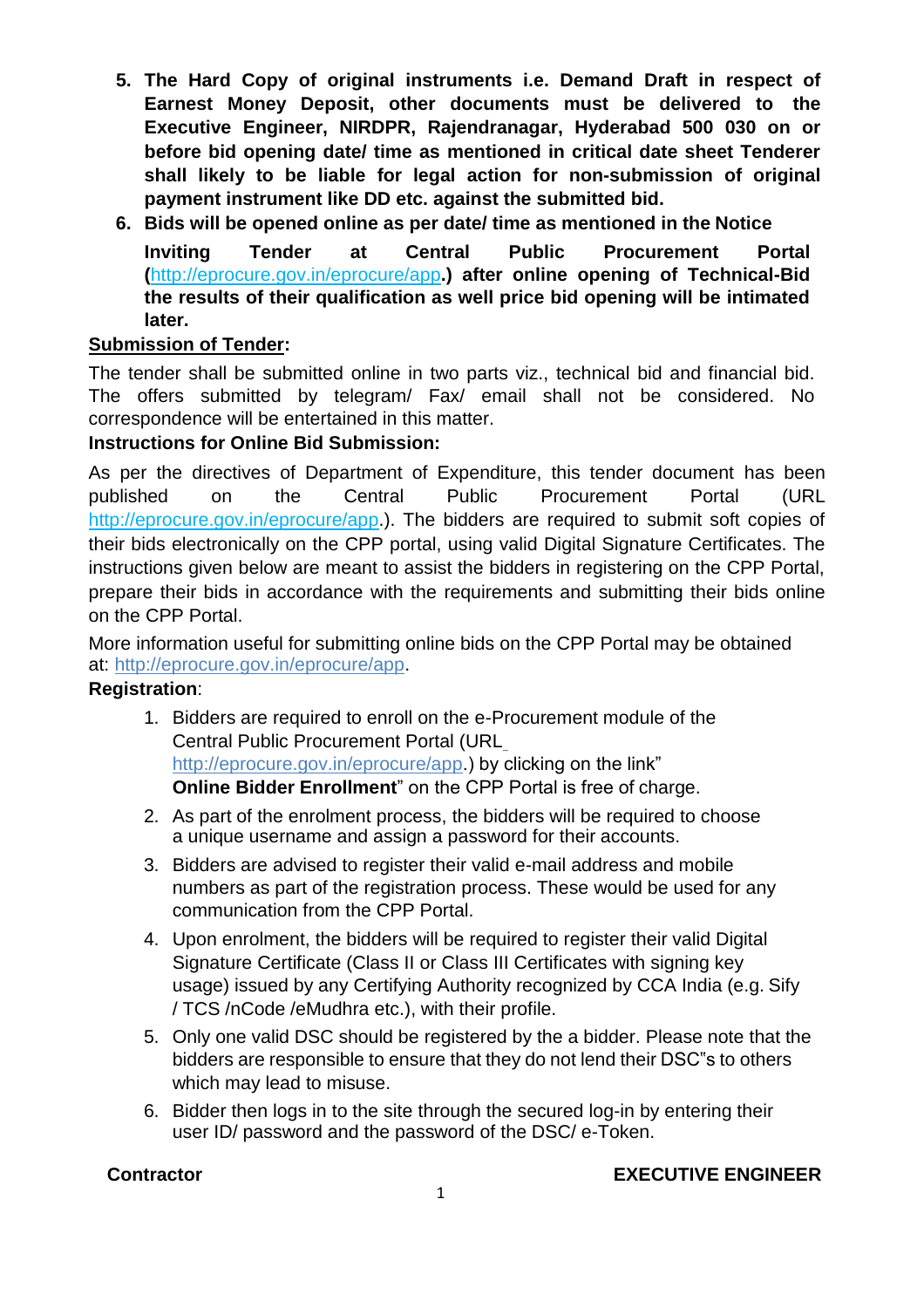5. **The Hard Copy of original instruments i.e. Demand Draft in respect of Earnest Money Deposit, other documents must be delivered to the Executive Engineer, NIRDPR, Rajendranagar, Hyderabad 500 030 on or before bid opening date/ time as mentioned in critical date sheet Tenderer shall likely to be liable for legal action for non-submission of original payment instrument like DD etc. against the submitted bid.**
6. **Bids will be opened online as per date/ time as mentioned in the Notice Inviting Tender at Central Public Procurement Portal (http://eprocure.gov.in/eprocure/app.) after online opening of Technical-Bid the results of their qualification as well price bid opening will be intimated later.**

**Submission of Tender:**

The tender shall be submitted online in two parts viz., technical bid and financial bid. The offers submitted by telegram/ Fax/ email shall not be considered. No correspondence will be entertained in this matter.

**Instructions for Online Bid Submission:**

As per the directives of Department of Expenditure, this tender document has been published on the Central Public Procurement Portal (URL http://eprocure.gov.in/eprocure/app.). The bidders are required to submit soft copies of their bids electronically on the CPP portal, using valid Digital Signature Certificates. The instructions given below are meant to assist the bidders in registering on the CPP Portal, prepare their bids in accordance with the requirements and submitting their bids online on the CPP Portal.

More information useful for submitting online bids on the CPP Portal may be obtained at: http://eprocure.gov.in/eprocure/app.

**Registration**:

1. Bidders are required to enroll on the e-Procurement module of the Central Public Procurement Portal (URL http://eprocure.gov.in/eprocure/app.) by clicking on the link" **Online Bidder Enrollment**" on the CPP Portal is free of charge.
2. As part of the enrolment process, the bidders will be required to choose a unique username and assign a password for their accounts.
3. Bidders are advised to register their valid e-mail address and mobile numbers as part of the registration process. These would be used for any communication from the CPP Portal.
4. Upon enrolment, the bidders will be required to register their valid Digital Signature Certificate (Class II or Class III Certificates with signing key usage) issued by any Certifying Authority recognized by CCA India (e.g. Sify / TCS /nCode /eMudhra etc.), with their profile.
5. Only one valid DSC should be registered by the a bidder. Please note that the bidders are responsible to ensure that they do not lend their DSC"s to others which may lead to misuse.
6. Bidder then logs in to the site through the secured log-in by entering their user ID/ password and the password of the DSC/ e-Token.

**Contractor** **EXECUTIVE ENGINEER**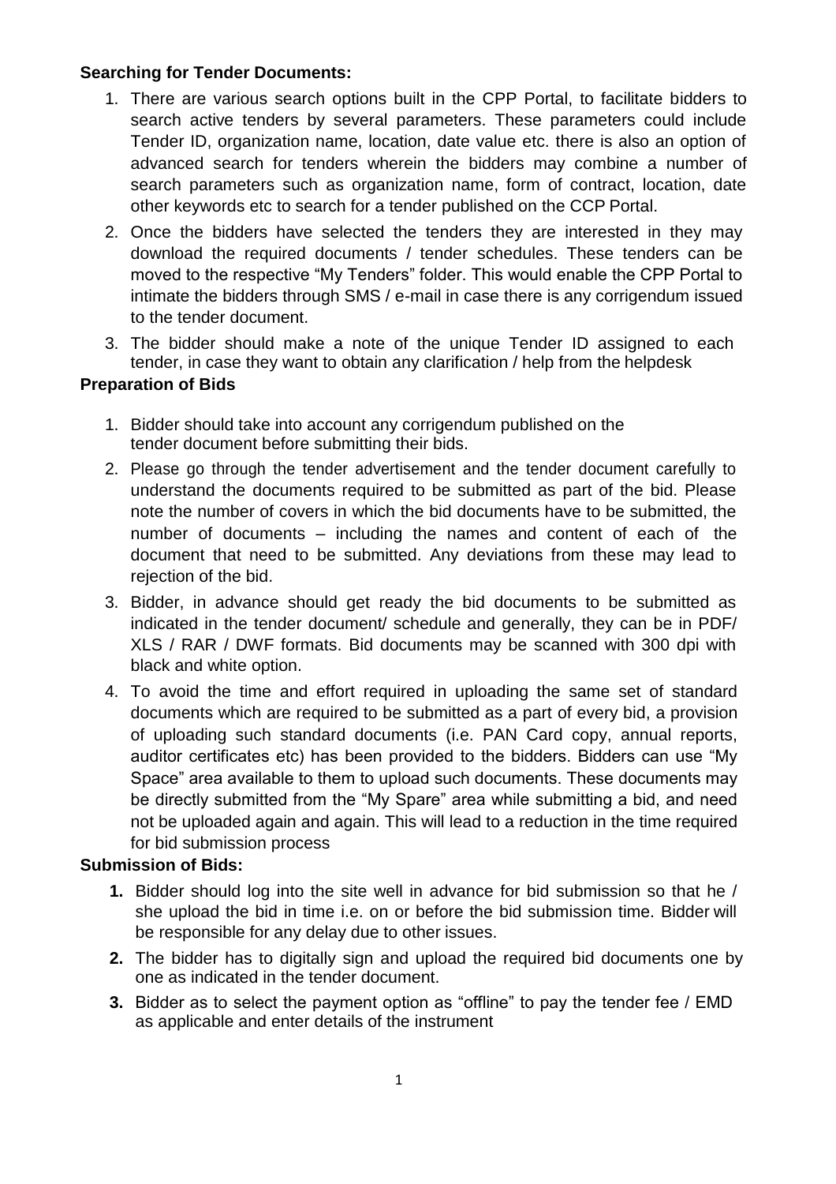**Searching for Tender Documents:**

1. There are various search options built in the CPP Portal, to facilitate bidders to search active tenders by several parameters. These parameters could include Tender ID, organization name, location, date value etc. there is also an option of advanced search for tenders wherein the bidders may combine a number of search parameters such as organization name, form of contract, location, date other keywords etc to search for a tender published on the CCP Portal.
2. Once the bidders have selected the tenders they are interested in they may download the required documents / tender schedules. These tenders can be moved to the respective "My Tenders" folder. This would enable the CPP Portal to intimate the bidders through SMS / e-mail in case there is any corrigendum issued to the tender document.
3. The bidder should make a note of the unique Tender ID assigned to each tender, in case they want to obtain any clarification / help from the helpdesk

**Preparation of Bids**

1. Bidder should take into account any corrigendum published on the tender document before submitting their bids.
2. Please go through the tender advertisement and the tender document carefully to understand the documents required to be submitted as part of the bid. Please note the number of covers in which the bid documents have to be submitted, the number of documents – including the names and content of each of the document that need to be submitted. Any deviations from these may lead to rejection of the bid.
3. Bidder, in advance should get ready the bid documents to be submitted as indicated in the tender document/ schedule and generally, they can be in PDF/ XLS / RAR / DWF formats. Bid documents may be scanned with 300 dpi with black and white option.
4. To avoid the time and effort required in uploading the same set of standard documents which are required to be submitted as a part of every bid, a provision of uploading such standard documents (i.e. PAN Card copy, annual reports, auditor certificates etc) has been provided to the bidders. Bidders can use "My Space" area available to them to upload such documents. These documents may be directly submitted from the "My Spare" area while submitting a bid, and need not be uploaded again and again. This will lead to a reduction in the time required for bid submission process

**Submission of Bids:**

1. Bidder should log into the site well in advance for bid submission so that he / she upload the bid in time i.e. on or before the bid submission time. Bidder will be responsible for any delay due to other issues.
2. The bidder has to digitally sign and upload the required bid documents one by one as indicated in the tender document.
3. Bidder as to select the payment option as "offline" to pay the tender fee / EMD as applicable and enter details of the instrument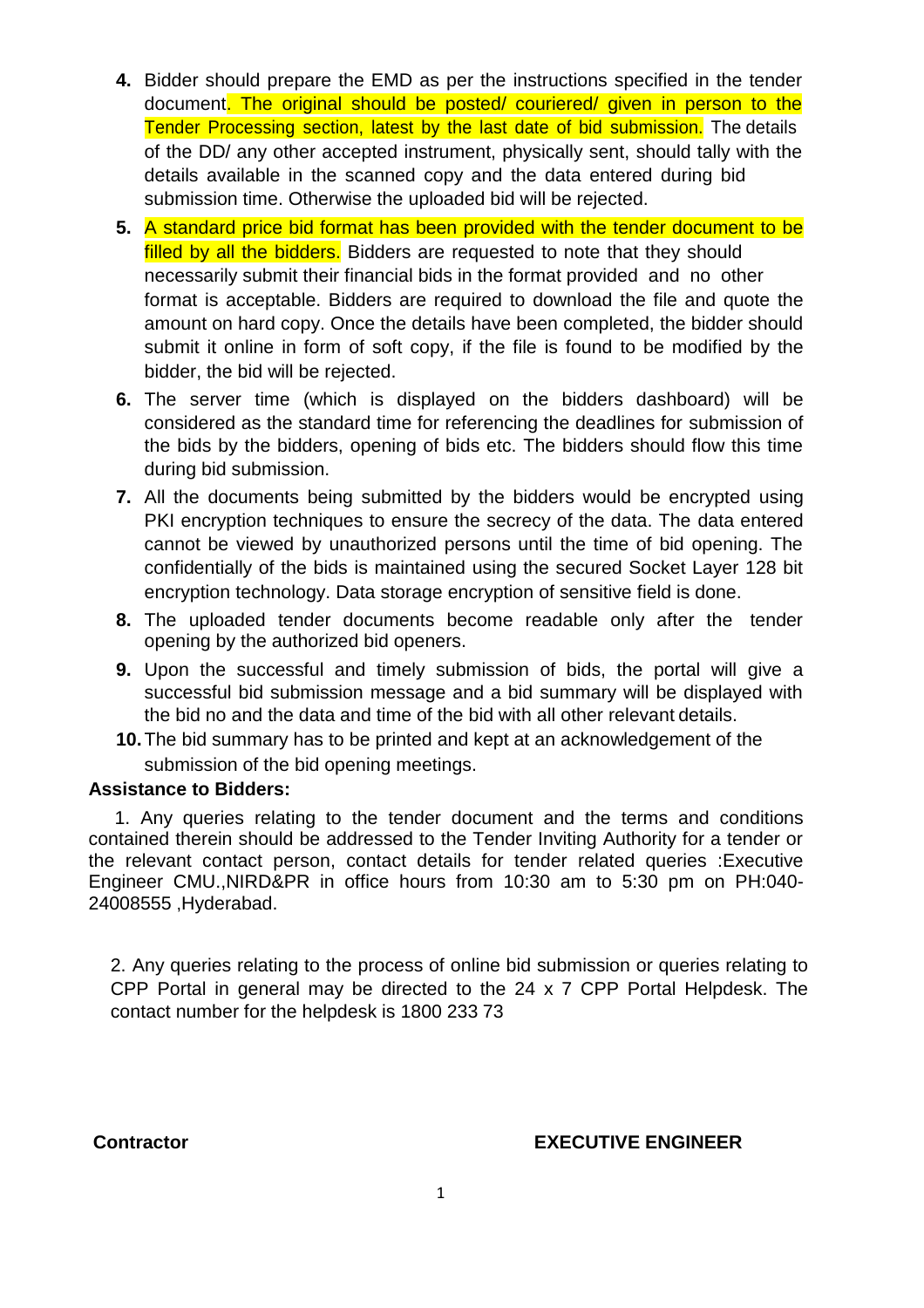4. Bidder should prepare the EMD as per the instructions specified in the tender document. The original should be posted/ couriered/ given in person to the Tender Processing section, latest by the last date of bid submission. The details of the DD/ any other accepted instrument, physically sent, should tally with the details available in the scanned copy and the data entered during bid submission time. Otherwise the uploaded bid will be rejected.
5. A standard price bid format has been provided with the tender document to be filled by all the bidders. Bidders are requested to note that they should necessarily submit their financial bids in the format provided and no other format is acceptable. Bidders are required to download the file and quote the amount on hard copy. Once the details have been completed, the bidder should submit it online in form of soft copy, if the file is found to be modified by the bidder, the bid will be rejected.
6. The server time (which is displayed on the bidders dashboard) will be considered as the standard time for referencing the deadlines for submission of the bids by the bidders, opening of bids etc. The bidders should flow this time during bid submission.
7. All the documents being submitted by the bidders would be encrypted using PKI encryption techniques to ensure the secrecy of the data. The data entered cannot be viewed by unauthorized persons until the time of bid opening. The confidentially of the bids is maintained using the secured Socket Layer 128 bit encryption technology. Data storage encryption of sensitive field is done.
8. The uploaded tender documents become readable only after the tender opening by the authorized bid openers.
9. Upon the successful and timely submission of bids, the portal will give a successful bid submission message and a bid summary will be displayed with the bid no and the data and time of the bid with all other relevant details.
10. The bid summary has to be printed and kept at an acknowledgement of the submission of the bid opening meetings.

**Assistance to Bidders:**

1. Any queries relating to the tender document and the terms and conditions contained therein should be addressed to the Tender Inviting Authority for a tender or the relevant contact person, contact details for tender related queries :Executive Engineer CMU.,NIRD&PR in office hours from 10:30 am to 5:30 pm on PH:040-24008555 ,Hyderabad.

2. Any queries relating to the process of online bid submission or queries relating to CPP Portal in general may be directed to the 24 x 7 CPP Portal Helpdesk. The contact number for the helpdesk is 1800 233 73

**Contractor** **EXECUTIVE ENGINEER**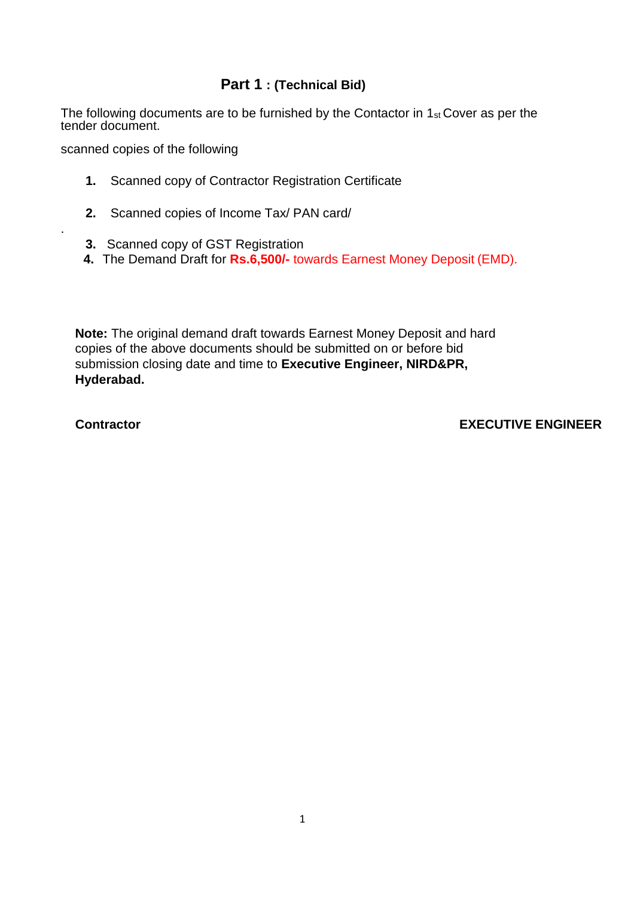## Part 1 : (Technical Bid)

The following documents are to be furnished by the Contactor in 1st Cover as per the tender document.

scanned copies of the following

1. Scanned copy of Contractor Registration Certificate
2. Scanned copies of Income Tax/ PAN card/
3. Scanned copy of GST Registration
4. The Demand Draft for **Rs.6,500/-** towards Earnest Money Deposit (EMD).

**Note:** The original demand draft towards Earnest Money Deposit and hard copies of the above documents should be submitted on or before bid submission closing date and time to **Executive Engineer, NIRD&PR, Hyderabad.**

**Contractor** **EXECUTIVE ENGINEER**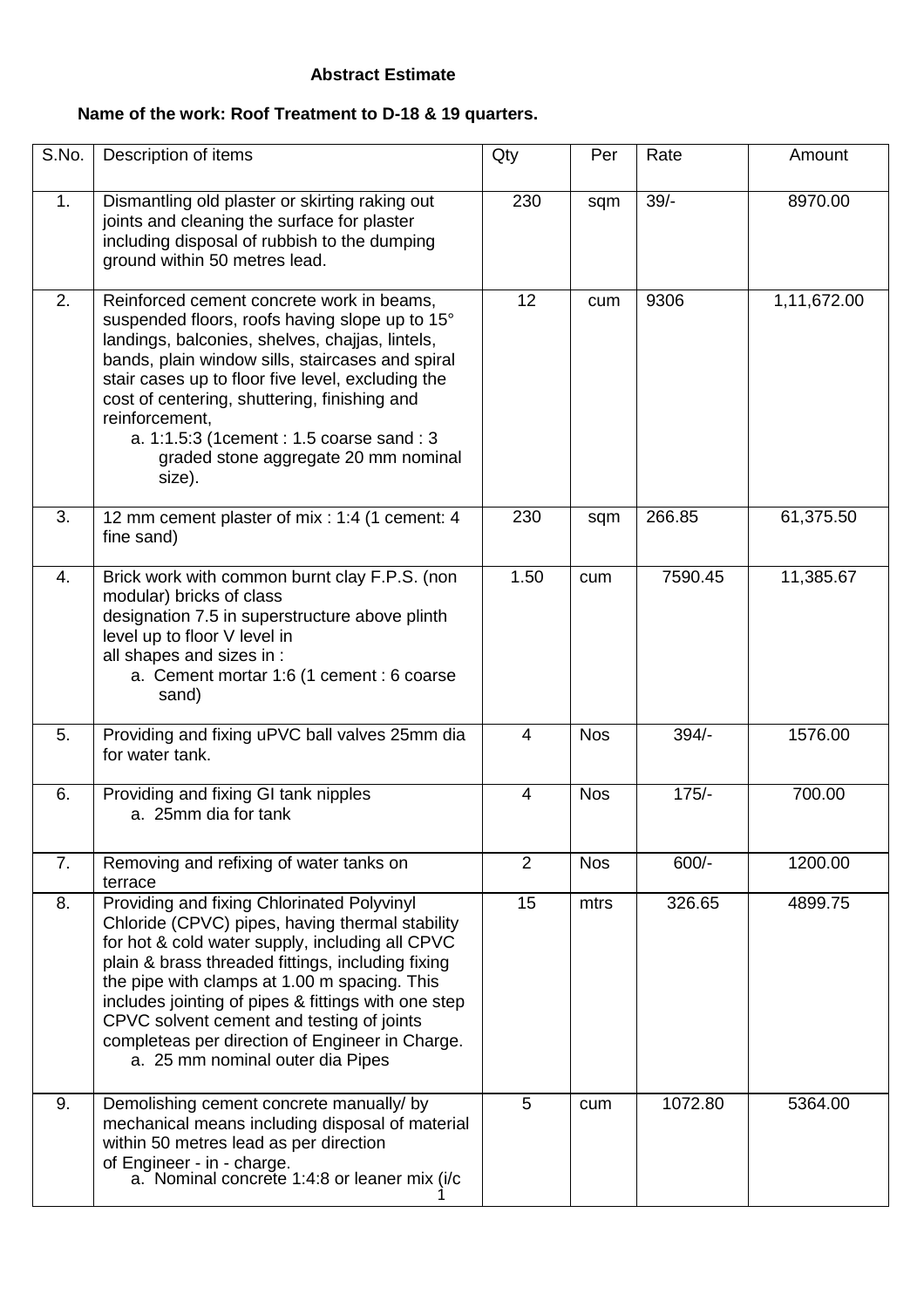**Abstract Estimate**

**Name of the work: Roof Treatment to D-18 & 19 quarters.**

| S.No. | Description of items | Qty | Per | Rate | Amount |
|---|---|---|---|---|---|
| 1. | Dismantling old plaster or skirting raking out joints and cleaning the surface for plaster including disposal of rubbish to the dumping ground within 50 metres lead. | 230 | sqm | 39/- | 8970.00 |
| 2. | Reinforced cement concrete work in beams, suspended floors, roofs having slope up to 15° landings, balconies, shelves, chajjas, lintels, bands, plain window sills, staircases and spiral stair cases up to floor five level, excluding the cost of centering, shuttering, finishing and reinforcement,<br>a. 1:1.5:3 (1cement : 1.5 coarse sand : 3 graded stone aggregate 20 mm nominal size). | 12 | cum | 9306 | 1,11,672.00 |
| 3. | 12 mm cement plaster of mix : 1:4 (1 cement: 4 fine sand) | 230 | sqm | 266.85 | 61,375.50 |
| 4. | Brick work with common burnt clay F.P.S. (non modular) bricks of class designation 7.5 in superstructure above plinth level up to floor V level in all shapes and sizes in :<br>a. Cement mortar 1:6 (1 cement : 6 coarse sand) | 1.50 | cum | 7590.45 | 11,385.67 |
| 5. | Providing and fixing uPVC ball valves 25mm dia for water tank. | 4 | Nos | 394/- | 1576.00 |
| 6. | Providing and fixing GI tank nipples<br>a. 25mm dia for tank | 4 | Nos | 175/- | 700.00 |
| 7. | Removing and refixing of water tanks on terrace | 2 | Nos | 600/- | 1200.00 |
| 8. | Providing and fixing Chlorinated Polyvinyl Chloride (CPVC) pipes, having thermal stability for hot & cold water supply, including all CPVC plain & brass threaded fittings, including fixing the pipe with clamps at 1.00 m spacing. This includes jointing of pipes & fittings with one step CPVC solvent cement and testing of joints completeas per direction of Engineer in Charge.<br>a. 25 mm nominal outer dia Pipes | 15 | mtrs | 326.65 | 4899.75 |
| 9. | Demolishing cement concrete manually/ by mechanical means including disposal of material within 50 metres lead as per direction of Engineer - in - charge.<br>a. Nominal concrete 1:4:8 or leaner mix (i/c | 5 | cum | 1072.80 | 5364.00 |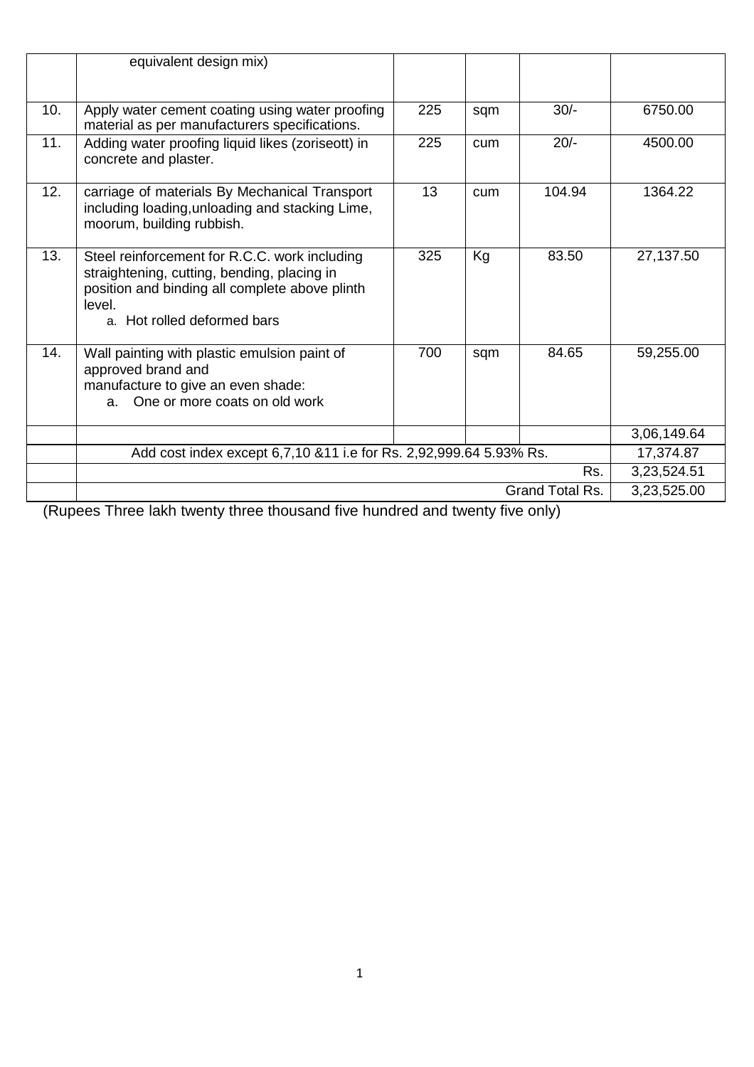| | | | | | |
|---|---|---|---|---|---|
| | equivalent design mix) | | | | |
| 10. | Apply water cement coating using water proofing material as per manufacturers specifications. | 225 | sqm | 30/- | 6750.00 |
| 11. | Adding water proofing liquid likes (zoriseott) in concrete and plaster. | 225 | cum | 20/- | 4500.00 |
| 12. | carriage of materials By Mechanical Transport including loading,unloading and stacking Lime, moorum, building rubbish. | 13 | cum | 104.94 | 1364.22 |
| 13. | Steel reinforcement for R.C.C. work including straightening, cutting, bending, placing in position and binding all complete above plinth level.<br>a. Hot rolled deformed bars | 325 | Kg | 83.50 | 27,137.50 |
| 14. | Wall painting with plastic emulsion paint of approved brand and manufacture to give an even shade:<br>a. One or more coats on old work | 700 | sqm | 84.65 | 59,255.00 |
| | | | | | 3,06,149.64 |
| | Add cost index except 6,7,10 &11 i.e for Rs. 2,92,999.64 5.93% Rs. | | | | 17,374.87 |
| | | | | Rs. | 3,23,524.51 |
| | | | | Grand Total Rs. | 3,23,525.00 |

(Rupees Three lakh twenty three thousand five hundred and twenty five only)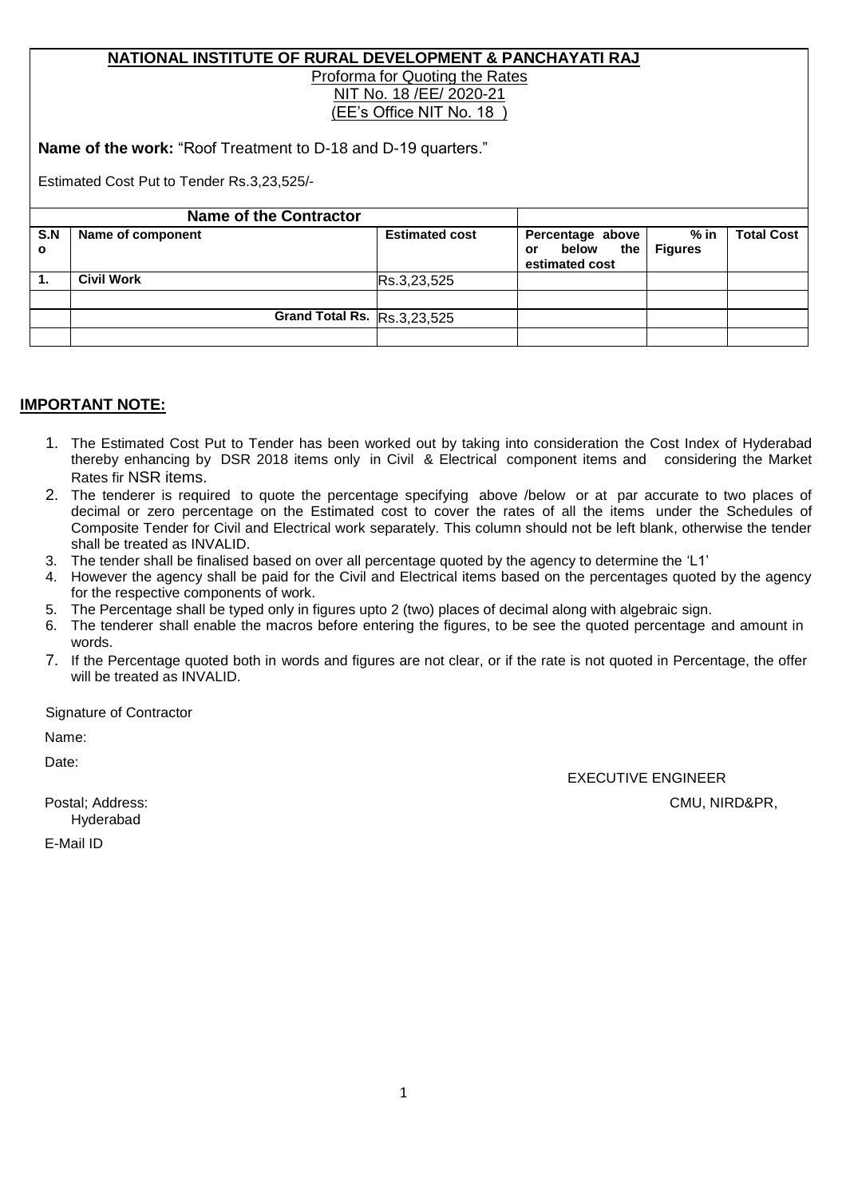**NATIONAL INSTITUTE OF RURAL DEVELOPMENT & PANCHAYATI RAJ**

Proforma for Quoting the Rates

NIT No. 18 /EE/ 2020-21

(EE's Office NIT No. 18 )

**Name of the work:** "Roof Treatment to D-18 and D-19 quarters."

Estimated Cost Put to Tender Rs.3,23,525/-

| **Name of the Contractor** | | | | | |
|---|---|---|---|---|---|
| **S.No** | **Name of component** | **Estimated cost** | **Percentage above or below the estimated cost** | **% in Figures** | **Total Cost** |
| **1.** | **Civil Work** | Rs.3,23,525 | | | |
| | | | | | |
| | **Grand Total Rs.** | Rs.3,23,525 | | | |
| | | | | | |

## IMPORTANT NOTE:

1. The Estimated Cost Put to Tender has been worked out by taking into consideration the Cost Index of Hyderabad thereby enhancing by DSR 2018 items only in Civil & Electrical component items and considering the Market Rates fir NSR items.
2. The tenderer is required to quote the percentage specifying above /below or at par accurate to two places of decimal or zero percentage on the Estimated cost to cover the rates of all the items under the Schedules of Composite Tender for Civil and Electrical work separately. This column should not be left blank, otherwise the tender shall be treated as INVALID.
3. The tender shall be finalised based on over all percentage quoted by the agency to determine the 'L1'
4. However the agency shall be paid for the Civil and Electrical items based on the percentages quoted by the agency for the respective components of work.
5. The Percentage shall be typed only in figures upto 2 (two) places of decimal along with algebraic sign.
6. The tenderer shall enable the macros before entering the figures, to be see the quoted percentage and amount in words.
7. If the Percentage quoted both in words and figures are not clear, or if the rate is not quoted in Percentage, the offer will be treated as INVALID.

Signature of Contractor

Name:

Date:

EXECUTIVE ENGINEER

Postal; Address: CMU, NIRD&PR, Hyderabad

E-Mail ID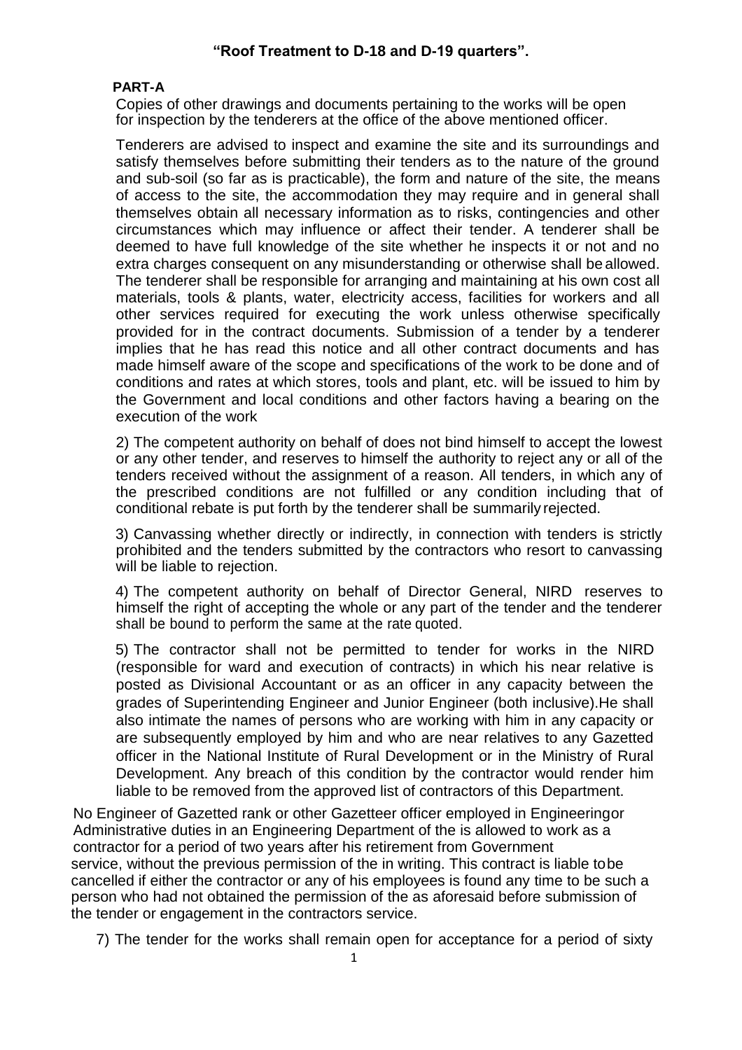## "Roof Treatment to D-18 and D-19 quarters".

### PART-A

Copies of other drawings and documents pertaining to the works will be open for inspection by the tenderers at the office of the above mentioned officer.

Tenderers are advised to inspect and examine the site and its surroundings and satisfy themselves before submitting their tenders as to the nature of the ground and sub-soil (so far as is practicable), the form and nature of the site, the means of access to the site, the accommodation they may require and in general shall themselves obtain all necessary information as to risks, contingencies and other circumstances which may influence or affect their tender. A tenderer shall be deemed to have full knowledge of the site whether he inspects it or not and no extra charges consequent on any misunderstanding or otherwise shall be allowed. The tenderer shall be responsible for arranging and maintaining at his own cost all materials, tools & plants, water, electricity access, facilities for workers and all other services required for executing the work unless otherwise specifically provided for in the contract documents. Submission of a tender by a tenderer implies that he has read this notice and all other contract documents and has made himself aware of the scope and specifications of the work to be done and of conditions and rates at which stores, tools and plant, etc. will be issued to him by the Government and local conditions and other factors having a bearing on the execution of the work

2) The competent authority on behalf of does not bind himself to accept the lowest or any other tender, and reserves to himself the authority to reject any or all of the tenders received without the assignment of a reason. All tenders, in which any of the prescribed conditions are not fulfilled or any condition including that of conditional rebate is put forth by the tenderer shall be summarily rejected.

3) Canvassing whether directly or indirectly, in connection with tenders is strictly prohibited and the tenders submitted by the contractors who resort to canvassing will be liable to rejection.

4) The competent authority on behalf of Director General, NIRD reserves to himself the right of accepting the whole or any part of the tender and the tenderer shall be bound to perform the same at the rate quoted.

5) The contractor shall not be permitted to tender for works in the NIRD (responsible for ward and execution of contracts) in which his near relative is posted as Divisional Accountant or as an officer in any capacity between the grades of Superintending Engineer and Junior Engineer (both inclusive).He shall also intimate the names of persons who are working with him in any capacity or are subsequently employed by him and who are near relatives to any Gazetted officer in the National Institute of Rural Development or in the Ministry of Rural Development. Any breach of this condition by the contractor would render him liable to be removed from the approved list of contractors of this Department.

No Engineer of Gazetted rank or other Gazetteer officer employed in Engineeringor Administrative duties in an Engineering Department of the is allowed to work as a contractor for a period of two years after his retirement from Government service, without the previous permission of the in writing. This contract is liable tobe cancelled if either the contractor or any of his employees is found any time to be such a person who had not obtained the permission of the as aforesaid before submission of the tender or engagement in the contractors service.

7) The tender for the works shall remain open for acceptance for a period of sixty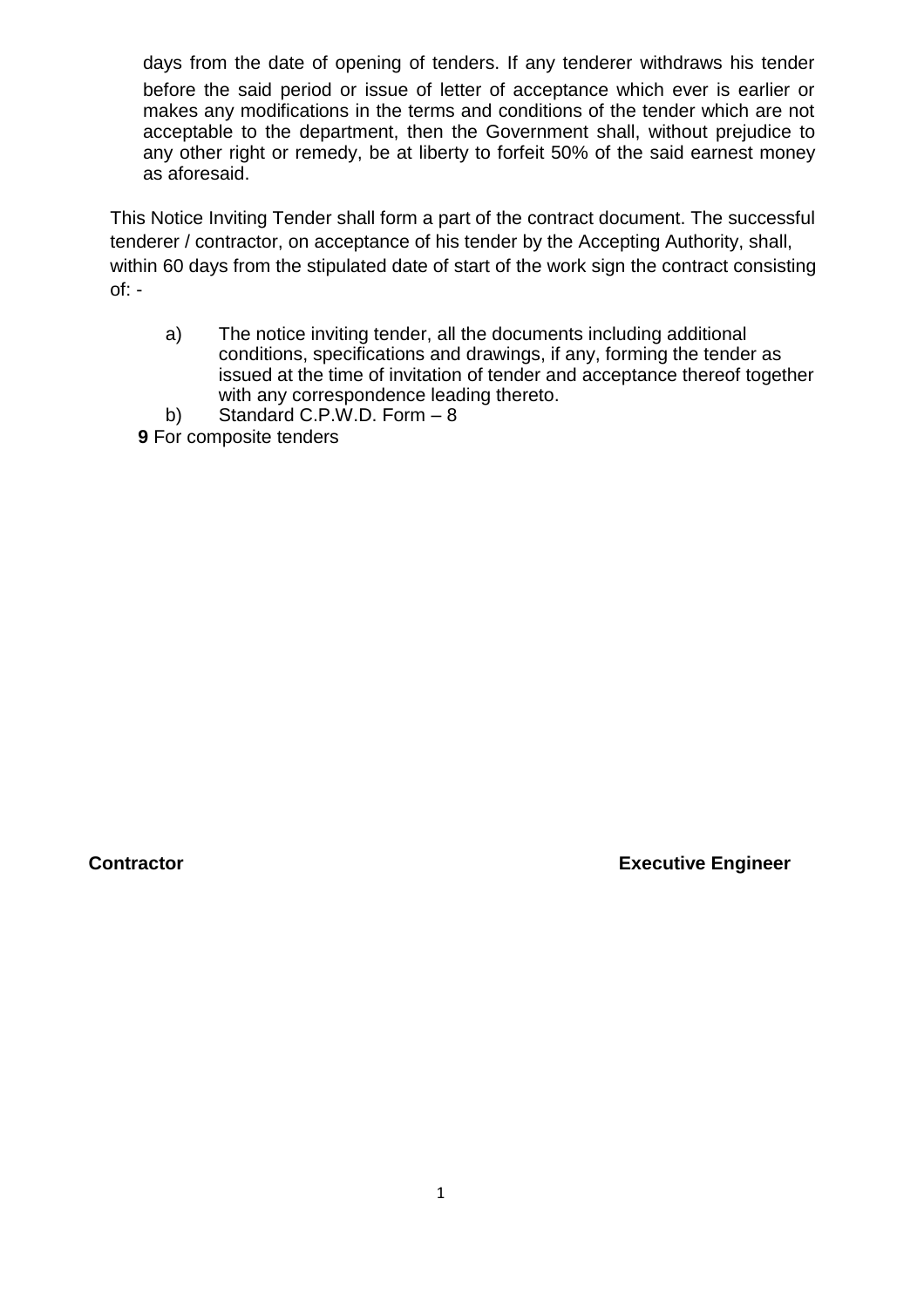days from the date of opening of tenders. If any tenderer withdraws his tender before the said period or issue of letter of acceptance which ever is earlier or makes any modifications in the terms and conditions of the tender which are not acceptable to the department, then the Government shall, without prejudice to any other right or remedy, be at liberty to forfeit 50% of the said earnest money as aforesaid.

This Notice Inviting Tender shall form a part of the contract document. The successful tenderer / contractor, on acceptance of his tender by the Accepting Authority, shall, within 60 days from the stipulated date of start of the work sign the contract consisting of: -

a) The notice inviting tender, all the documents including additional conditions, specifications and drawings, if any, forming the tender as issued at the time of invitation of tender and acceptance thereof together with any correspondence leading thereto.

b) Standard C.P.W.D. Form – 8

**9** For composite tenders

**Contractor** **Executive Engineer**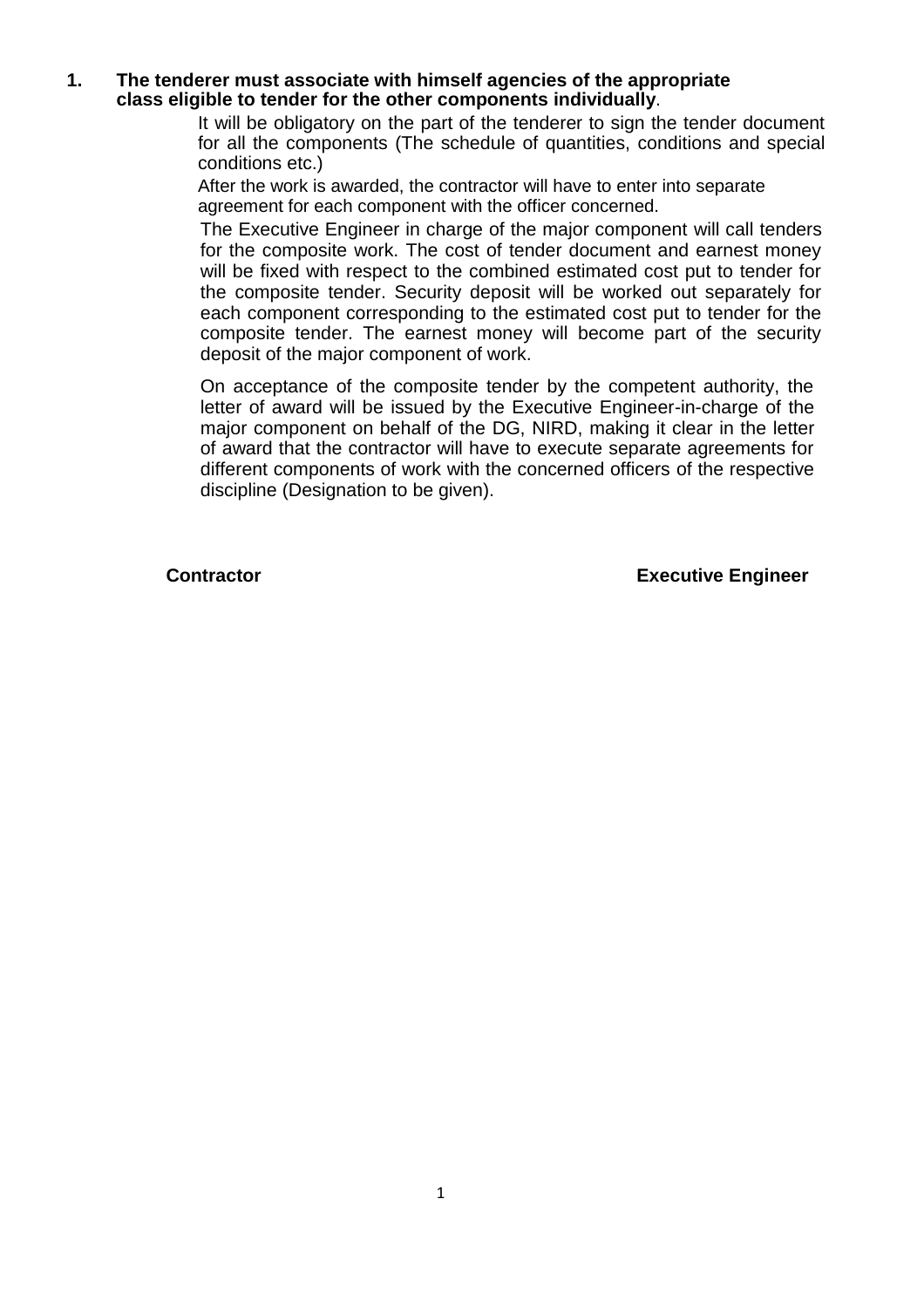**1. The tenderer must associate with himself agencies of the appropriate class eligible to tender for the other components individually**.

It will be obligatory on the part of the tenderer to sign the tender document for all the components (The schedule of quantities, conditions and special conditions etc.)

After the work is awarded, the contractor will have to enter into separate agreement for each component with the officer concerned.

The Executive Engineer in charge of the major component will call tenders for the composite work. The cost of tender document and earnest money will be fixed with respect to the combined estimated cost put to tender for the composite tender. Security deposit will be worked out separately for each component corresponding to the estimated cost put to tender for the composite tender. The earnest money will become part of the security deposit of the major component of work.

On acceptance of the composite tender by the competent authority, the letter of award will be issued by the Executive Engineer-in-charge of the major component on behalf of the DG, NIRD, making it clear in the letter of award that the contractor will have to execute separate agreements for different components of work with the concerned officers of the respective discipline (Designation to be given).

**Contractor** **Executive Engineer**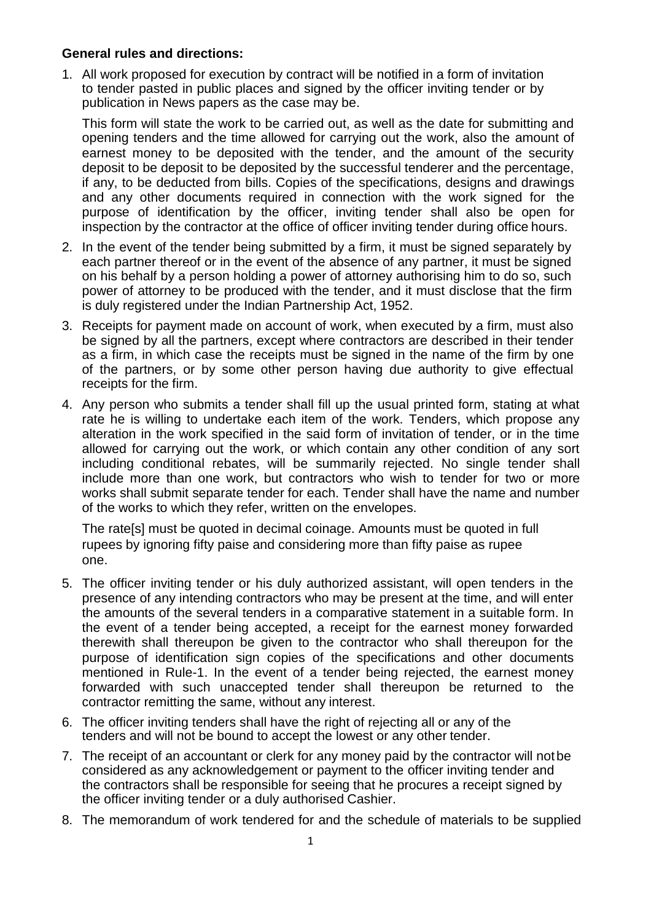**General rules and directions:**

1. All work proposed for execution by contract will be notified in a form of invitation to tender pasted in public places and signed by the officer inviting tender or by publication in News papers as the case may be.

   This form will state the work to be carried out, as well as the date for submitting and opening tenders and the time allowed for carrying out the work, also the amount of earnest money to be deposited with the tender, and the amount of the security deposit to be deposit to be deposited by the successful tenderer and the percentage, if any, to be deducted from bills. Copies of the specifications, designs and drawings and any other documents required in connection with the work signed for the purpose of identification by the officer, inviting tender shall also be open for inspection by the contractor at the office of officer inviting tender during office hours.

2. In the event of the tender being submitted by a firm, it must be signed separately by each partner thereof or in the event of the absence of any partner, it must be signed on his behalf by a person holding a power of attorney authorising him to do so, such power of attorney to be produced with the tender, and it must disclose that the firm is duly registered under the Indian Partnership Act, 1952.

3. Receipts for payment made on account of work, when executed by a firm, must also be signed by all the partners, except where contractors are described in their tender as a firm, in which case the receipts must be signed in the name of the firm by one of the partners, or by some other person having due authority to give effectual receipts for the firm.

4. Any person who submits a tender shall fill up the usual printed form, stating at what rate he is willing to undertake each item of the work. Tenders, which propose any alteration in the work specified in the said form of invitation of tender, or in the time allowed for carrying out the work, or which contain any other condition of any sort including conditional rebates, will be summarily rejected. No single tender shall include more than one work, but contractors who wish to tender for two or more works shall submit separate tender for each. Tender shall have the name and number of the works to which they refer, written on the envelopes.

   The rate[s] must be quoted in decimal coinage. Amounts must be quoted in full rupees by ignoring fifty paise and considering more than fifty paise as rupee one.

5. The officer inviting tender or his duly authorized assistant, will open tenders in the presence of any intending contractors who may be present at the time, and will enter the amounts of the several tenders in a comparative statement in a suitable form. In the event of a tender being accepted, a receipt for the earnest money forwarded therewith shall thereupon be given to the contractor who shall thereupon for the purpose of identification sign copies of the specifications and other documents mentioned in Rule-1. In the event of a tender being rejected, the earnest money forwarded with such unaccepted tender shall thereupon be returned to the contractor remitting the same, without any interest.

6. The officer inviting tenders shall have the right of rejecting all or any of the tenders and will not be bound to accept the lowest or any other tender.

7. The receipt of an accountant or clerk for any money paid by the contractor will not be considered as any acknowledgement or payment to the officer inviting tender and the contractors shall be responsible for seeing that he procures a receipt signed by the officer inviting tender or a duly authorised Cashier.

8. The memorandum of work tendered for and the schedule of materials to be supplied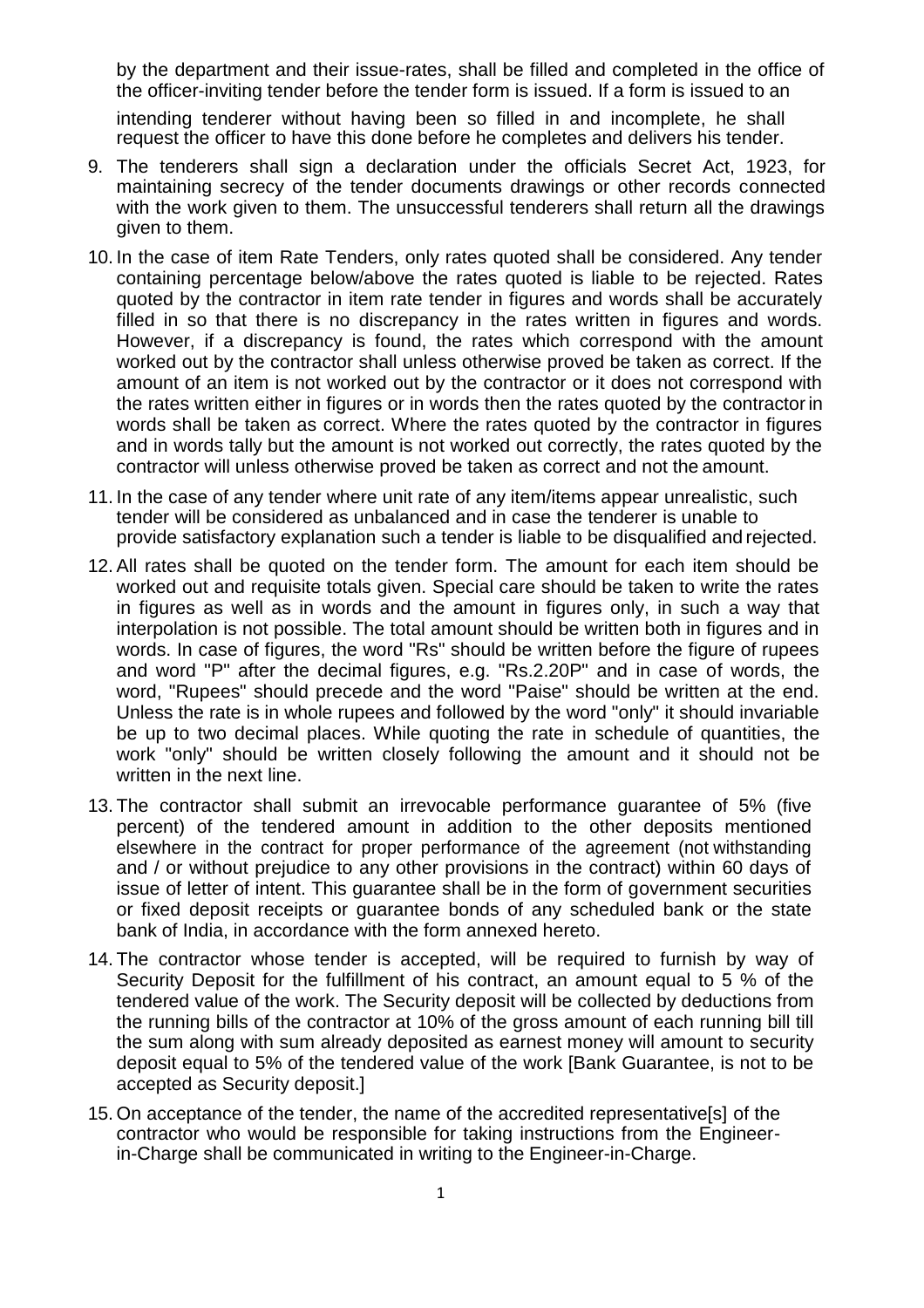by the department and their issue-rates, shall be filled and completed in the office of the officer-inviting tender before the tender form is issued. If a form is issued to an intending tenderer without having been so filled in and incomplete, he shall request the officer to have this done before he completes and delivers his tender.

9. The tenderers shall sign a declaration under the officials Secret Act, 1923, for maintaining secrecy of the tender documents drawings or other records connected with the work given to them. The unsuccessful tenderers shall return all the drawings given to them.

10. In the case of item Rate Tenders, only rates quoted shall be considered. Any tender containing percentage below/above the rates quoted is liable to be rejected. Rates quoted by the contractor in item rate tender in figures and words shall be accurately filled in so that there is no discrepancy in the rates written in figures and words. However, if a discrepancy is found, the rates which correspond with the amount worked out by the contractor shall unless otherwise proved be taken as correct. If the amount of an item is not worked out by the contractor or it does not correspond with the rates written either in figures or in words then the rates quoted by the contractor in words shall be taken as correct. Where the rates quoted by the contractor in figures and in words tally but the amount is not worked out correctly, the rates quoted by the contractor will unless otherwise proved be taken as correct and not the amount.

11. In the case of any tender where unit rate of any item/items appear unrealistic, such tender will be considered as unbalanced and in case the tenderer is unable to provide satisfactory explanation such a tender is liable to be disqualified and rejected.

12. All rates shall be quoted on the tender form. The amount for each item should be worked out and requisite totals given. Special care should be taken to write the rates in figures as well as in words and the amount in figures only, in such a way that interpolation is not possible. The total amount should be written both in figures and in words. In case of figures, the word "Rs" should be written before the figure of rupees and word "P" after the decimal figures, e.g. "Rs.2.20P" and in case of words, the word, "Rupees" should precede and the word "Paise" should be written at the end. Unless the rate is in whole rupees and followed by the word "only" it should invariable be up to two decimal places. While quoting the rate in schedule of quantities, the work "only" should be written closely following the amount and it should not be written in the next line.

13. The contractor shall submit an irrevocable performance guarantee of 5% (five percent) of the tendered amount in addition to the other deposits mentioned elsewhere in the contract for proper performance of the agreement (not withstanding and / or without prejudice to any other provisions in the contract) within 60 days of issue of letter of intent. This guarantee shall be in the form of government securities or fixed deposit receipts or guarantee bonds of any scheduled bank or the state bank of India, in accordance with the form annexed hereto.

14. The contractor whose tender is accepted, will be required to furnish by way of Security Deposit for the fulfillment of his contract, an amount equal to 5 % of the tendered value of the work. The Security deposit will be collected by deductions from the running bills of the contractor at 10% of the gross amount of each running bill till the sum along with sum already deposited as earnest money will amount to security deposit equal to 5% of the tendered value of the work [Bank Guarantee, is not to be accepted as Security deposit.]

15. On acceptance of the tender, the name of the accredited representative[s] of the contractor who would be responsible for taking instructions from the Engineer-in-Charge shall be communicated in writing to the Engineer-in-Charge.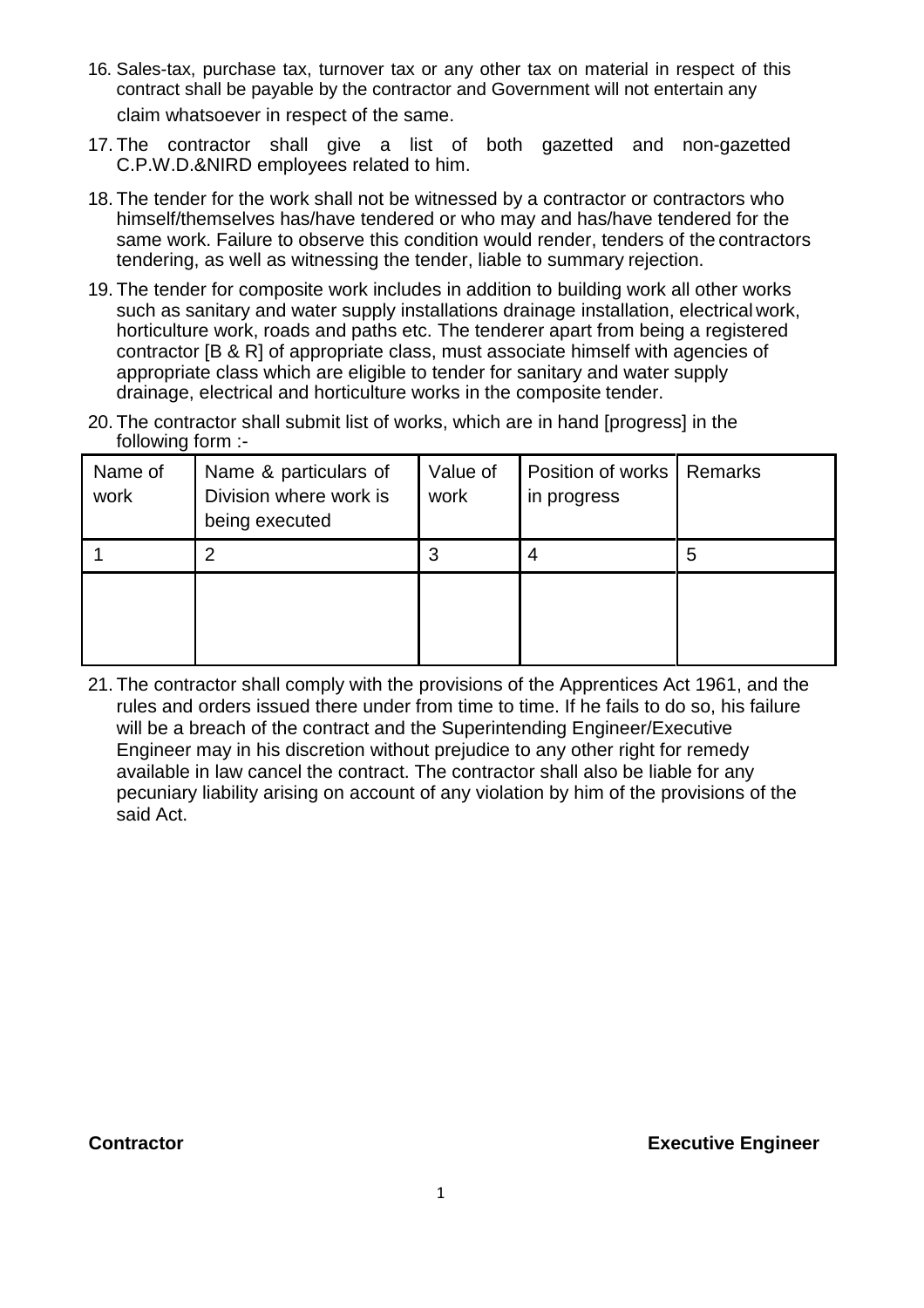16. Sales-tax, purchase tax, turnover tax or any other tax on material in respect of this contract shall be payable by the contractor and Government will not entertain any claim whatsoever in respect of the same.

17. The contractor shall give a list of both gazetted and non-gazetted C.P.W.D.&NIRD employees related to him.

18. The tender for the work shall not be witnessed by a contractor or contractors who himself/themselves has/have tendered or who may and has/have tendered for the same work. Failure to observe this condition would render, tenders of the contractors tendering, as well as witnessing the tender, liable to summary rejection.

19. The tender for composite work includes in addition to building work all other works such as sanitary and water supply installations drainage installation, electrical work, horticulture work, roads and paths etc. The tenderer apart from being a registered contractor [B & R] of appropriate class, must associate himself with agencies of appropriate class which are eligible to tender for sanitary and water supply drainage, electrical and horticulture works in the composite tender.

20. The contractor shall submit list of works, which are in hand [progress] in the following form :-

| Name of work | Name & particulars of Division where work is being executed | Value of work | Position of works in progress | Remarks |
|---|---|---|---|---|
| 1 | 2 | 3 | 4 | 5 |
| | | | | |

21. The contractor shall comply with the provisions of the Apprentices Act 1961, and the rules and orders issued there under from time to time. If he fails to do so, his failure will be a breach of the contract and the Superintending Engineer/Executive Engineer may in his discretion without prejudice to any other right for remedy available in law cancel the contract. The contractor shall also be liable for any pecuniary liability arising on account of any violation by him of the provisions of the said Act.

**Contractor** **Executive Engineer**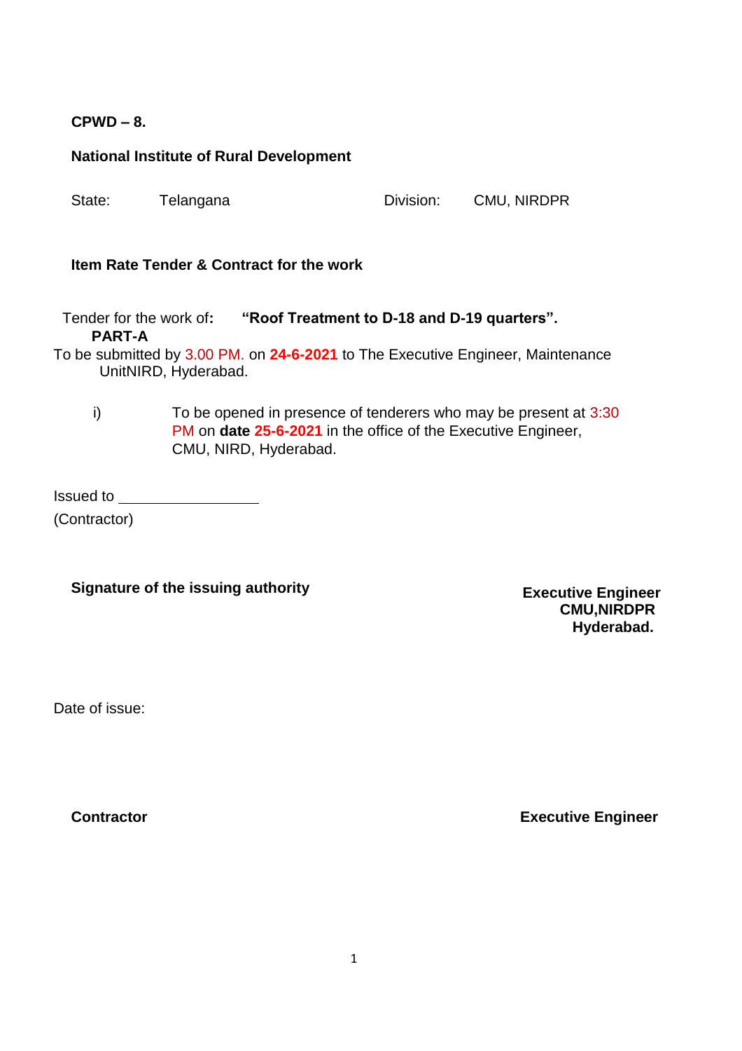**CPWD – 8.**

**National Institute of Rural Development**

State: Telangana Division: CMU, NIRDPR

**Item Rate Tender & Contract for the work**

Tender for the work of**: "Roof Treatment to D-18 and D-19 quarters".**

**PART-A**

To be submitted by 3.00 PM. on **24-6-2021** to The Executive Engineer, Maintenance UnitNIRD, Hyderabad.

i) To be opened in presence of tenderers who may be present at 3:30 PM on **date 25-6-2021** in the office of the Executive Engineer, CMU, NIRD, Hyderabad.

Issued to \_\_\_\_\_\_\_\_\_\_\_\_\_\_\_\_\_\_

(Contractor)

**Signature of the issuing authority**

**Executive Engineer**
**CMU,NIRDPR**
**Hyderabad.**

Date of issue:

**Contractor** **Executive Engineer**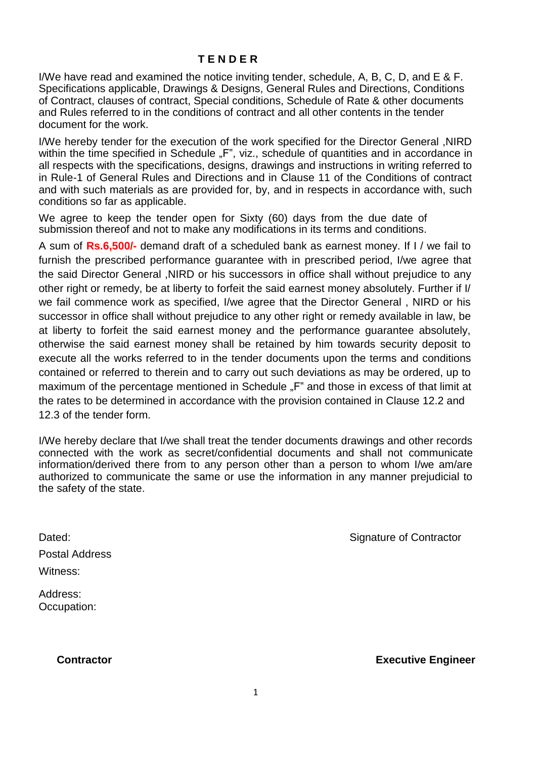# T E N D E R

I/We have read and examined the notice inviting tender, schedule, A, B, C, D, and E & F. Specifications applicable, Drawings & Designs, General Rules and Directions, Conditions of Contract, clauses of contract, Special conditions, Schedule of Rate & other documents and Rules referred to in the conditions of contract and all other contents in the tender document for the work.

I/We hereby tender for the execution of the work specified for the Director General ,NIRD within the time specified in Schedule „F", viz., schedule of quantities and in accordance in all respects with the specifications, designs, drawings and instructions in writing referred to in Rule-1 of General Rules and Directions and in Clause 11 of the Conditions of contract and with such materials as are provided for, by, and in respects in accordance with, such conditions so far as applicable.

We agree to keep the tender open for Sixty (60) days from the due date of submission thereof and not to make any modifications in its terms and conditions.

A sum of **Rs.6,500/-** demand draft of a scheduled bank as earnest money. If I / we fail to furnish the prescribed performance guarantee with in prescribed period, I/we agree that the said Director General ,NIRD or his successors in office shall without prejudice to any other right or remedy, be at liberty to forfeit the said earnest money absolutely. Further if I/ we fail commence work as specified, I/we agree that the Director General , NIRD or his successor in office shall without prejudice to any other right or remedy available in law, be at liberty to forfeit the said earnest money and the performance guarantee absolutely, otherwise the said earnest money shall be retained by him towards security deposit to execute all the works referred to in the tender documents upon the terms and conditions contained or referred to therein and to carry out such deviations as may be ordered, up to maximum of the percentage mentioned in Schedule „F" and those in excess of that limit at the rates to be determined in accordance with the provision contained in Clause 12.2 and 12.3 of the tender form.

I/We hereby declare that I/we shall treat the tender documents drawings and other records connected with the work as secret/confidential documents and shall not communicate information/derived there from to any person other than a person to whom I/we am/are authorized to communicate the same or use the information in any manner prejudicial to the safety of the state.

Dated: Signature of Contractor

Postal Address

Witness:

Address:
Occupation:

**Contractor** **Executive Engineer**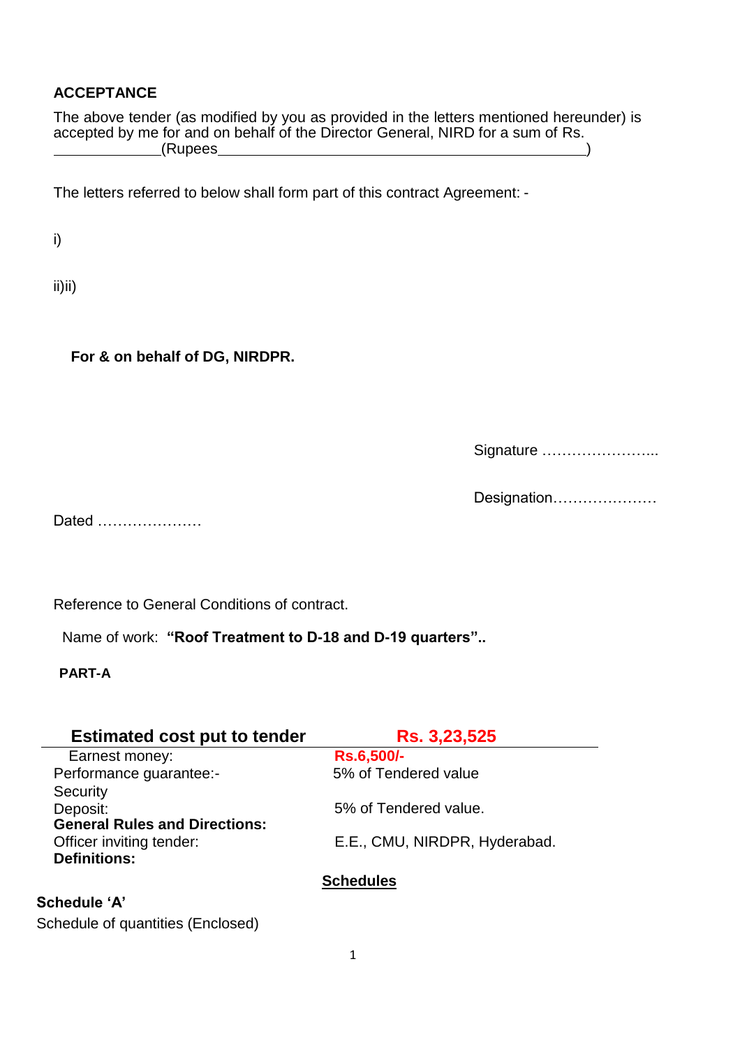**ACCEPTANCE**

The above tender (as modified by you as provided in the letters mentioned hereunder) is accepted by me for and on behalf of the Director General, NIRD for a sum of Rs. ____________(Rupees______________________________________________)

The letters referred to below shall form part of this contract Agreement: -

i)

ii)ii)

**For & on behalf of DG, NIRDPR.**

Signature …………………...

Designation…………………

Dated …………………

Reference to General Conditions of contract.

Name of work: **"Roof Treatment to D-18 and D-19 quarters"..**

**PART-A**

| **Estimated cost put to tender** | **Rs. 3,23,525** |
|---|---|
| Earnest money: | **Rs.6,500/-** |
| Performance guarantee:- | 5% of Tendered value |
| Security Deposit: | 5% of Tendered value. |
| **General Rules and Directions:** | |
| Officer inviting tender: | E.E., CMU, NIRDPR, Hyderabad. |
| **Definitions:** | |

**Schedules**

**Schedule 'A'**

Schedule of quantities (Enclosed)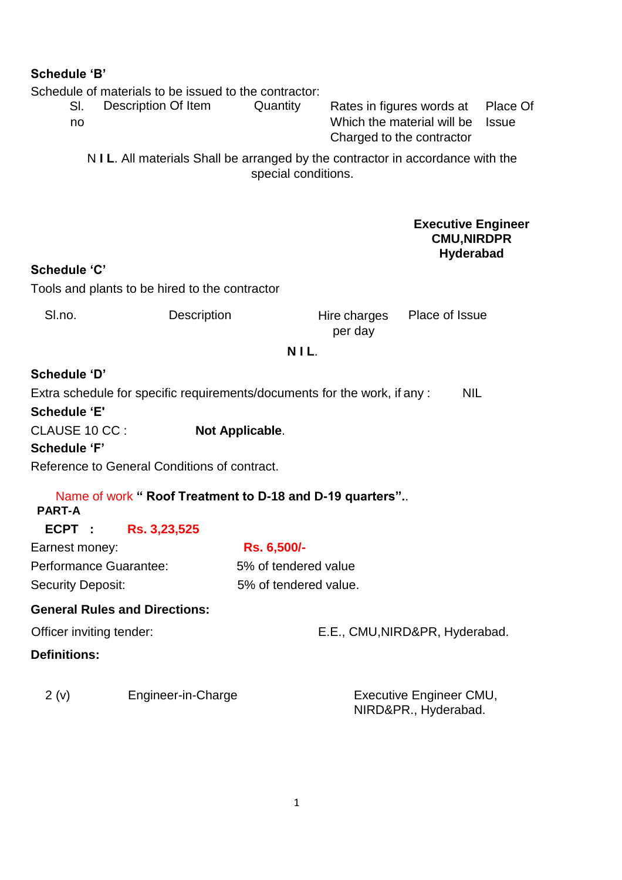**Schedule 'B'**

Schedule of materials to be issued to the contractor:

| Sl. no | Description Of Item | Quantity | Rates in figures words at Which the material will be Charged to the contractor | Place Of Issue |
|---|---|---|---|---|

N **I L**. All materials Shall be arranged by the contractor in accordance with the special conditions.

**Executive Engineer**
**CMU,NIRDPR**
**Hyderabad**

**Schedule 'C'**

Tools and plants to be hired to the contractor

| Sl.no. | Description | Hire charges per day | Place of Issue |
|---|---|---|---|

**N I L**.

**Schedule 'D'**

Extra schedule for specific requirements/documents for the work, if any : NIL

**Schedule 'E'**

CLAUSE 10 CC : **Not Applicable**.

**Schedule 'F'**

Reference to General Conditions of contract.

Name of work **" Roof Treatment to D-18 and D-19 quarters"**..

**PART-A**

**ECPT : Rs. 3,23,525**

Earnest money: **Rs. 6,500/-**

Performance Guarantee: 5% of tendered value

Security Deposit: 5% of tendered value.

**General Rules and Directions:**

Officer inviting tender: E.E., CMU,NIRD&PR, Hyderabad.

**Definitions:**

2 (v) Engineer-in-Charge Executive Engineer CMU, NIRD&PR., Hyderabad.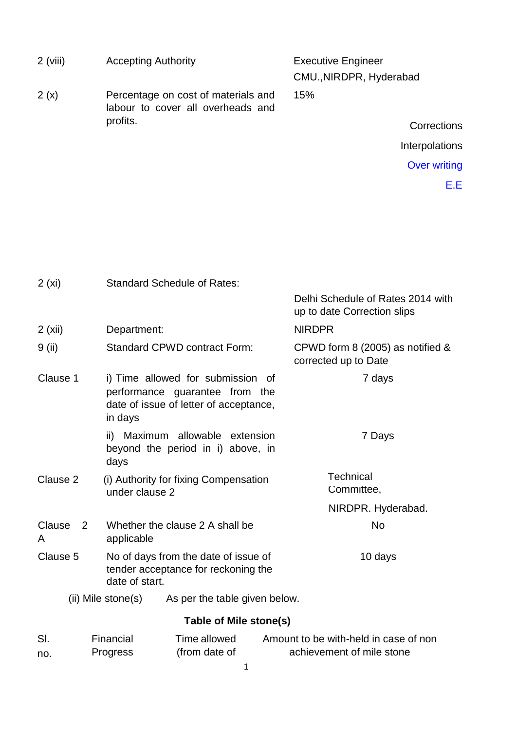| | | |
|---|---|---|
| 2 (viii) | Accepting Authority | Executive Engineer<br>CMU.,NIRDPR, Hyderabad |
| 2 (x) | Percentage on cost of materials and labour to cover all overheads and profits. | 15% |

Corrections

Interpolations

Over writing

E.E

| | | |
|---|---|---|
| 2 (xi) | Standard Schedule of Rates: | Delhi Schedule of Rates 2014 with up to date Correction slips |
| 2 (xii) | Department: | NIRDPR |
| 9 (ii) | Standard CPWD contract Form: | CPWD form 8 (2005) as notified & corrected up to Date |
| Clause 1 | i) Time allowed for submission of performance guarantee from the date of issue of letter of acceptance, in days | 7 days |
| | ii) Maximum allowable extension beyond the period in i) above, in days | 7 Days |
| Clause 2 | (i) Authority for fixing Compensation under clause 2 | Technical Committee,<br>NIRDPR. Hyderabad. |
| Clause 2 A | Whether the clause 2 A shall be applicable | No |
| Clause 5 | No of days from the date of issue of tender acceptance for reckoning the date of start. | 10 days |

(ii) Mile stone(s) As per the table given below.

**Table of Mile stone(s)**

| Sl. no. | Financial Progress | Time allowed (from date of | Amount to be with-held in case of non achievement of mile stone |
|---|---|---|---|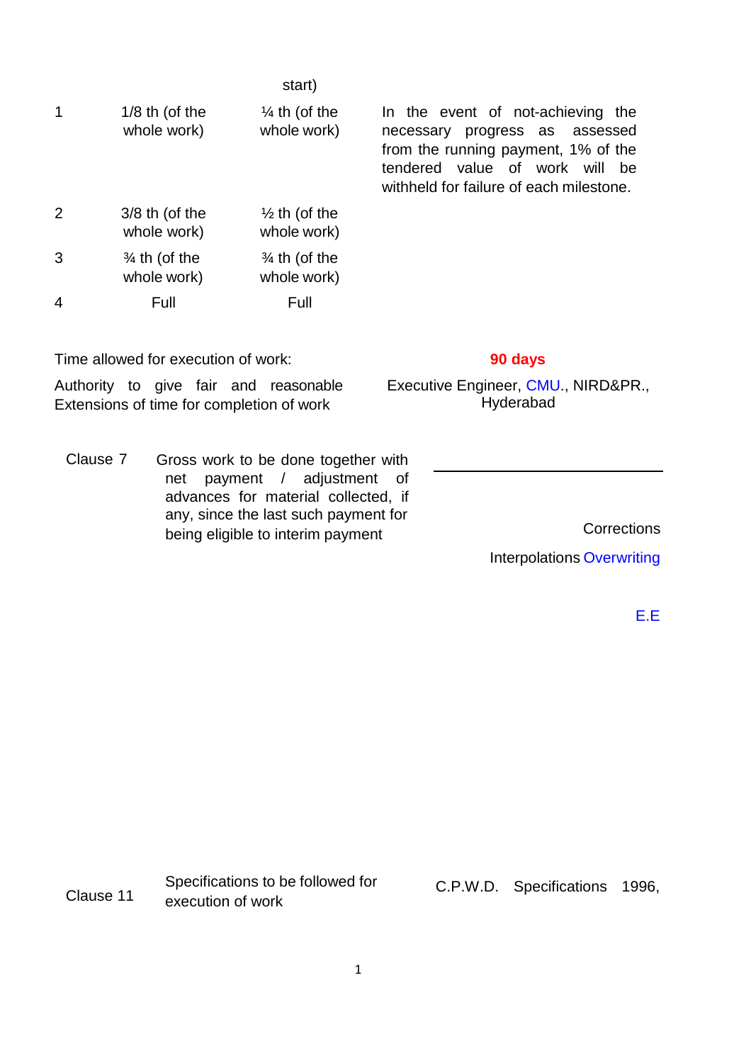| | | start) | |
|---|---|---|---|
| 1 | 1/8 th (of the whole work) | ¼ th (of the whole work) | In the event of not-achieving the necessary progress as assessed from the running payment, 1% of the tendered value of work will be withheld for failure of each milestone. |
| 2 | 3/8 th (of the whole work) | ½ th (of the whole work) | |
| 3 | ¾ th (of the whole work) | ¾ th (of the whole work) | |
| 4 | Full | Full | |

Time allowed for execution of work: **90 days**

Authority to give fair and reasonable Extensions of time for completion of work: Executive Engineer, CMU., NIRD&PR., Hyderabad

Clause 7 Gross work to be done together with net payment / adjustment of advances for material collected, if any, since the last such payment for being eligible to interim payment

---

Corrections

Interpolations Overwriting

E.E

Clause 11 Specifications to be followed for execution of work: C.P.W.D. Specifications 1996,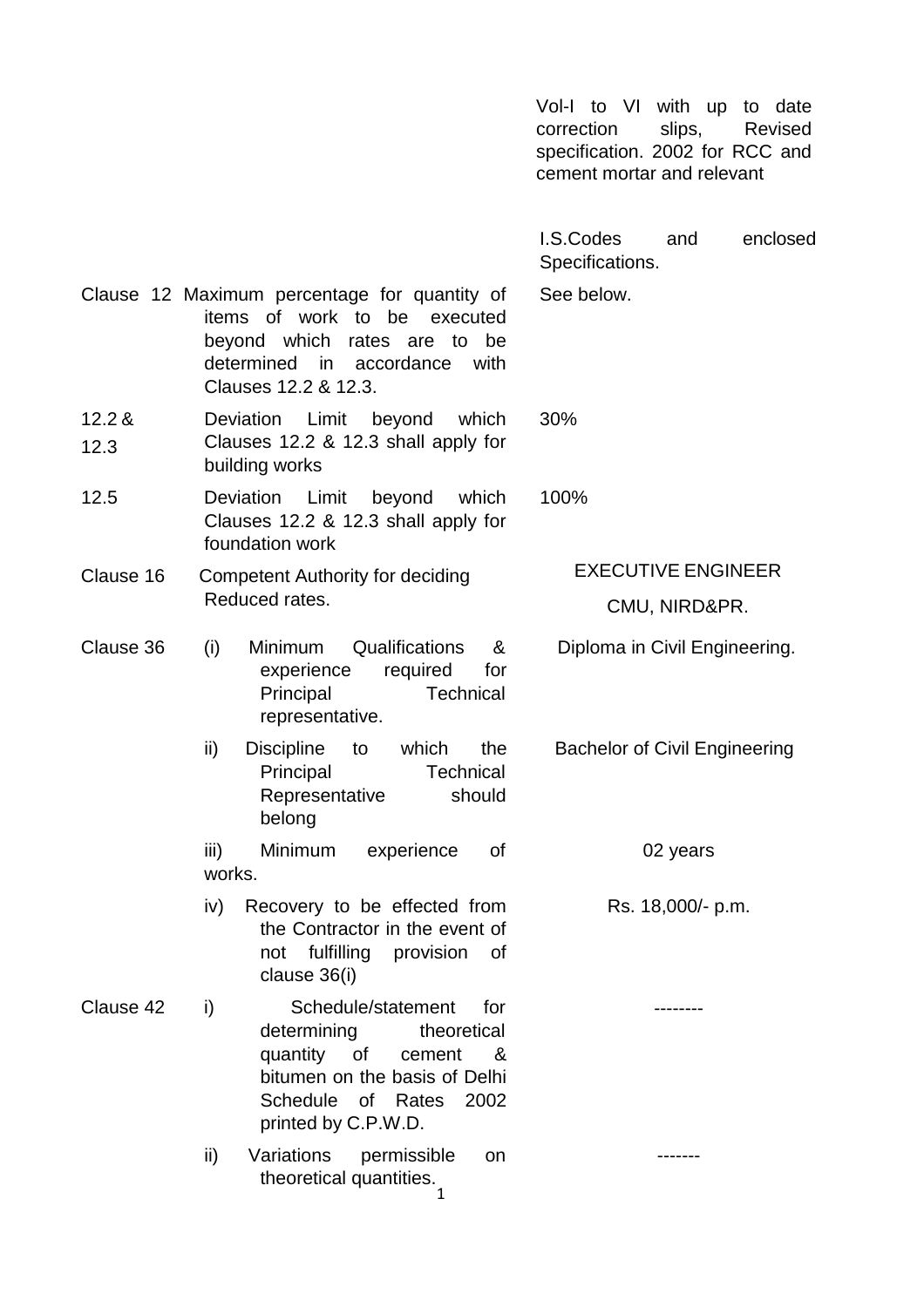| | | |
|---|---|---|
| | | Vol-I to VI with up to date correction slips, Revised specification. 2002 for RCC and cement mortar and relevant |
| | | I.S.Codes and enclosed Specifications. |
| Clause 12 | Maximum percentage for quantity of items of work to be executed beyond which rates are to be determined in accordance with Clauses 12.2 & 12.3. | See below. |
| 12.2 & 12.3 | Deviation Limit beyond which Clauses 12.2 & 12.3 shall apply for building works | 30% |
| 12.5 | Deviation Limit beyond which Clauses 12.2 & 12.3 shall apply for foundation work | 100% |
| Clause 16 | Competent Authority for deciding Reduced rates. | EXECUTIVE ENGINEER<br>CMU, NIRD&PR. |
| Clause 36 | (i) Minimum Qualifications & experience required for Principal Technical representative. | Diploma in Civil Engineering. |
| | ii) Discipline to which the Principal Technical Representative should belong | Bachelor of Civil Engineering |
| | iii) Minimum experience of works. | 02 years |
| | iv) Recovery to be effected from the Contractor in the event of not fulfilling provision of clause 36(i) | Rs. 18,000/- p.m. |
| Clause 42 | i) Schedule/statement for determining theoretical quantity of cement & bitumen on the basis of Delhi Schedule of Rates 2002 printed by C.P.W.D. | -------- |
| | ii) Variations permissible on theoretical quantities. | ------- |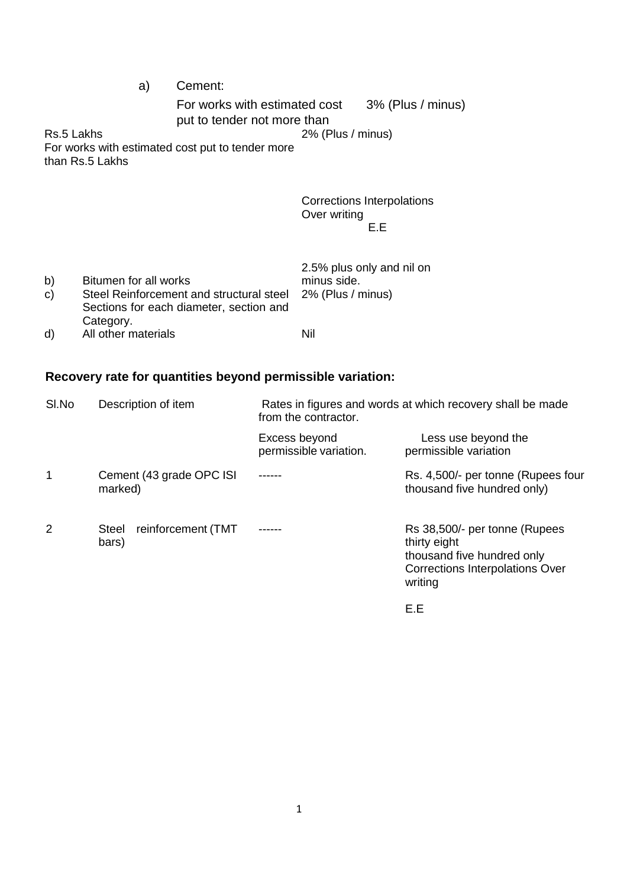a) Cement:

| | |
|---|---|
| For works with estimated cost put to tender not more than Rs.5 Lakhs | 3% (Plus / minus) |
| For works with estimated cost put to tender more than Rs.5 Lakhs | 2% (Plus / minus) |

Corrections Interpolations Over writing

E.E

| | | |
|---|---|---|
| b) | Bitumen for all works | 2.5% plus only and nil on minus side. |
| c) | Steel Reinforcement and structural steel Sections for each diameter, section and Category. | 2% (Plus / minus) |
| d) | All other materials | Nil |

**Recovery rate for quantities beyond permissible variation:**

| Sl.No | Description of item | Rates in figures and words at which recovery shall be made from the contractor. | |
|---|---|---|---|
| | | Excess beyond permissible variation. | Less use beyond the permissible variation |
| 1 | Cement (43 grade OPC ISI marked) | ------ | Rs. 4,500/- per tonne (Rupees four thousand five hundred only) |
| 2 | Steel reinforcement (TMT bars) | ------ | Rs 38,500/- per tonne (Rupees thirty eight thousand five hundred only |

Corrections Interpolations Over writing

E.E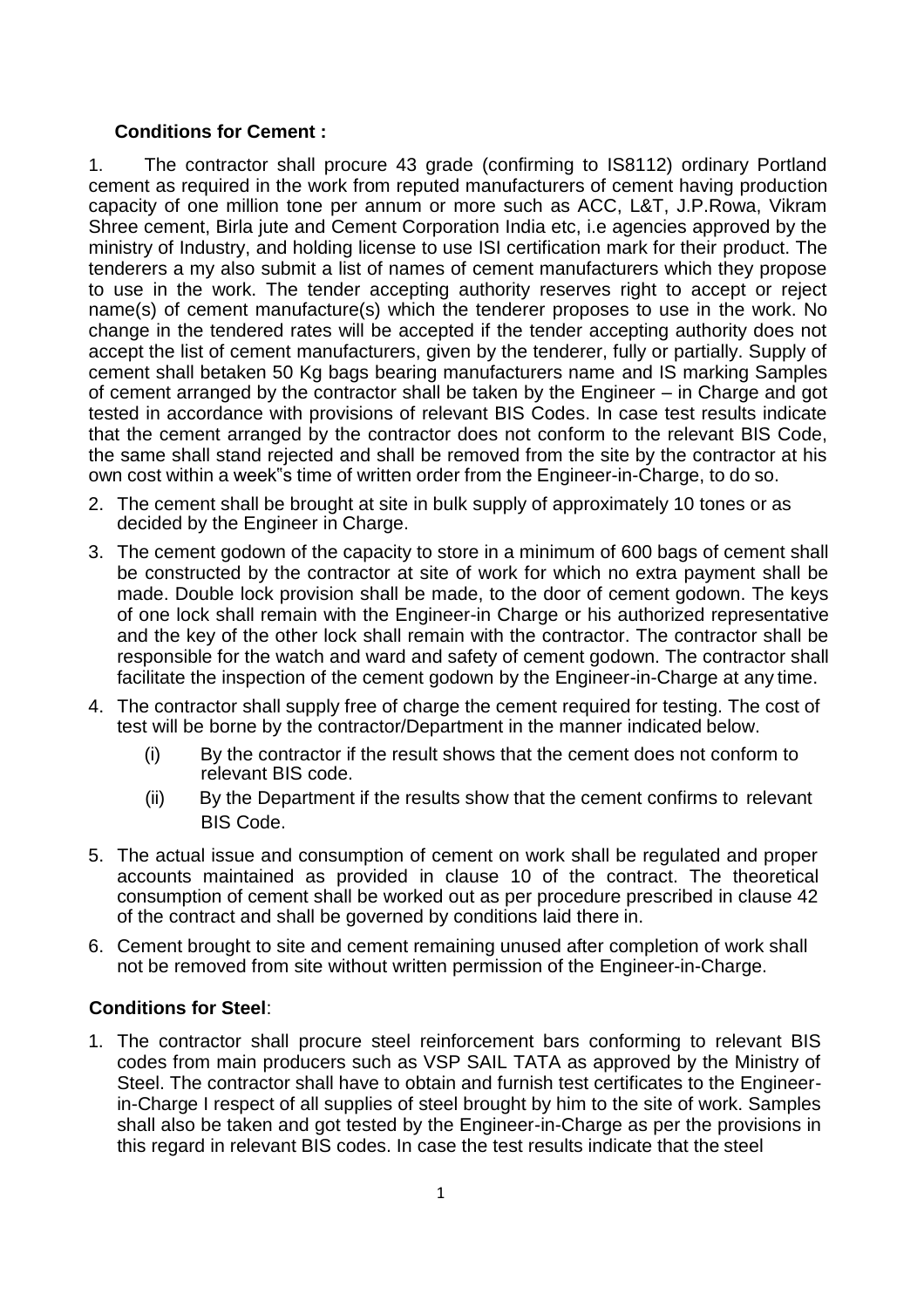**Conditions for Cement :**

1. The contractor shall procure 43 grade (confirming to IS8112) ordinary Portland cement as required in the work from reputed manufacturers of cement having production capacity of one million tone per annum or more such as ACC, L&T, J.P.Rowa, Vikram Shree cement, Birla jute and Cement Corporation India etc, i.e agencies approved by the ministry of Industry, and holding license to use ISI certification mark for their product. The tenderers a my also submit a list of names of cement manufacturers which they propose to use in the work. The tender accepting authority reserves right to accept or reject name(s) of cement manufacture(s) which the tenderer proposes to use in the work. No change in the tendered rates will be accepted if the tender accepting authority does not accept the list of cement manufacturers, given by the tenderer, fully or partially. Supply of cement shall betaken 50 Kg bags bearing manufacturers name and IS marking Samples of cement arranged by the contractor shall be taken by the Engineer – in Charge and got tested in accordance with provisions of relevant BIS Codes. In case test results indicate that the cement arranged by the contractor does not conform to the relevant BIS Code, the same shall stand rejected and shall be removed from the site by the contractor at his own cost within a week"s time of written order from the Engineer-in-Charge, to do so.
2. The cement shall be brought at site in bulk supply of approximately 10 tones or as decided by the Engineer in Charge.
3. The cement godown of the capacity to store in a minimum of 600 bags of cement shall be constructed by the contractor at site of work for which no extra payment shall be made. Double lock provision shall be made, to the door of cement godown. The keys of one lock shall remain with the Engineer-in Charge or his authorized representative and the key of the other lock shall remain with the contractor. The contractor shall be responsible for the watch and ward and safety of cement godown. The contractor shall facilitate the inspection of the cement godown by the Engineer-in-Charge at any time.
4. The contractor shall supply free of charge the cement required for testing. The cost of test will be borne by the contractor/Department in the manner indicated below.
   (i) By the contractor if the result shows that the cement does not conform to relevant BIS code.
   (ii) By the Department if the results show that the cement confirms to relevant BIS Code.
5. The actual issue and consumption of cement on work shall be regulated and proper accounts maintained as provided in clause 10 of the contract. The theoretical consumption of cement shall be worked out as per procedure prescribed in clause 42 of the contract and shall be governed by conditions laid there in.
6. Cement brought to site and cement remaining unused after completion of work shall not be removed from site without written permission of the Engineer-in-Charge.

**Conditions for Steel**:

1. The contractor shall procure steel reinforcement bars conforming to relevant BIS codes from main producers such as VSP SAIL TATA as approved by the Ministry of Steel. The contractor shall have to obtain and furnish test certificates to the Engineer-in-Charge I respect of all supplies of steel brought by him to the site of work. Samples shall also be taken and got tested by the Engineer-in-Charge as per the provisions in this regard in relevant BIS codes. In case the test results indicate that the steel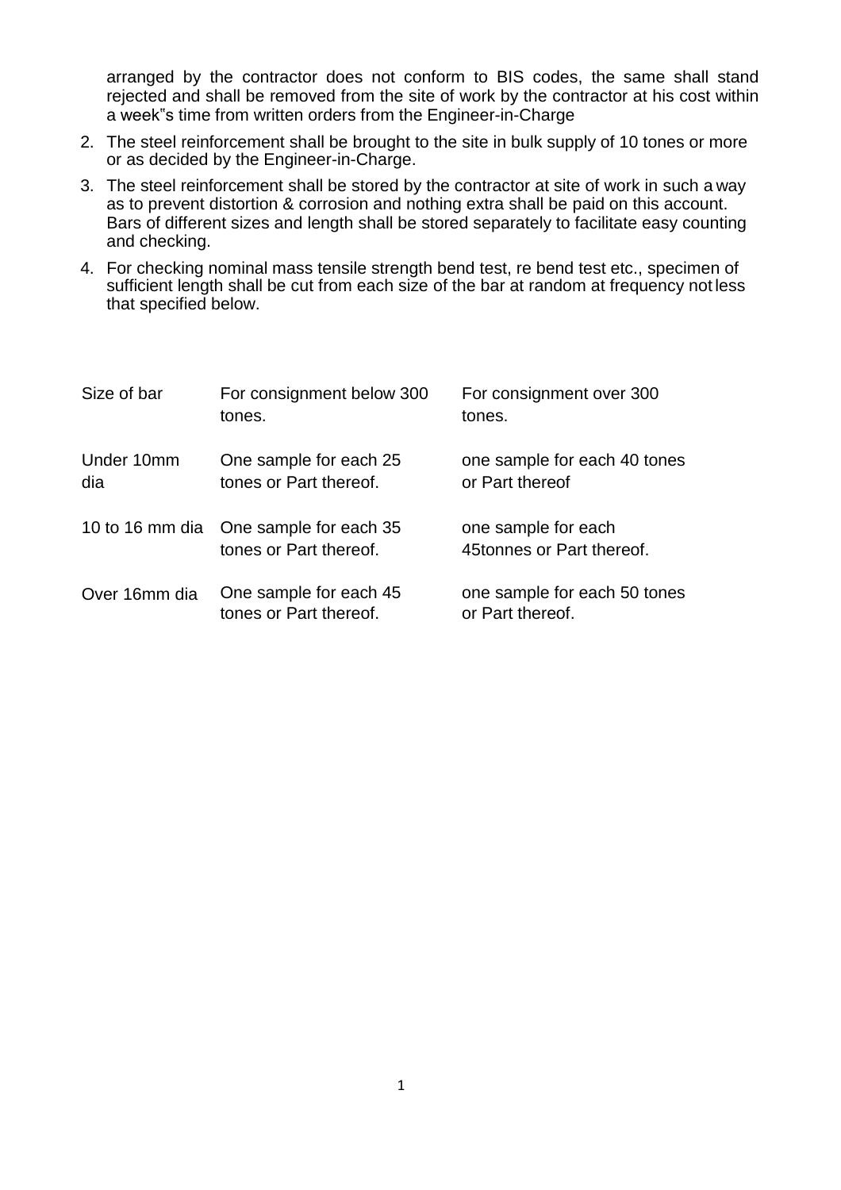arranged by the contractor does not conform to BIS codes, the same shall stand rejected and shall be removed from the site of work by the contractor at his cost within a week"s time from written orders from the Engineer-in-Charge

2. The steel reinforcement shall be brought to the site in bulk supply of 10 tones or more or as decided by the Engineer-in-Charge.
3. The steel reinforcement shall be stored by the contractor at site of work in such a way as to prevent distortion & corrosion and nothing extra shall be paid on this account. Bars of different sizes and length shall be stored separately to facilitate easy counting and checking.
4. For checking nominal mass tensile strength bend test, re bend test etc., specimen of sufficient length shall be cut from each size of the bar at random at frequency not less that specified below.

| Size of bar | For consignment below 300 tones. | For consignment over 300 tones. |
|---|---|---|
| Under 10mm dia | One sample for each 25 tones or Part thereof. | one sample for each 40 tones or Part thereof |
| 10 to 16 mm dia | One sample for each 35 tones or Part thereof. | one sample for each 45tonnes or Part thereof. |
| Over 16mm dia | One sample for each 45 tones or Part thereof. | one sample for each 50 tones or Part thereof. |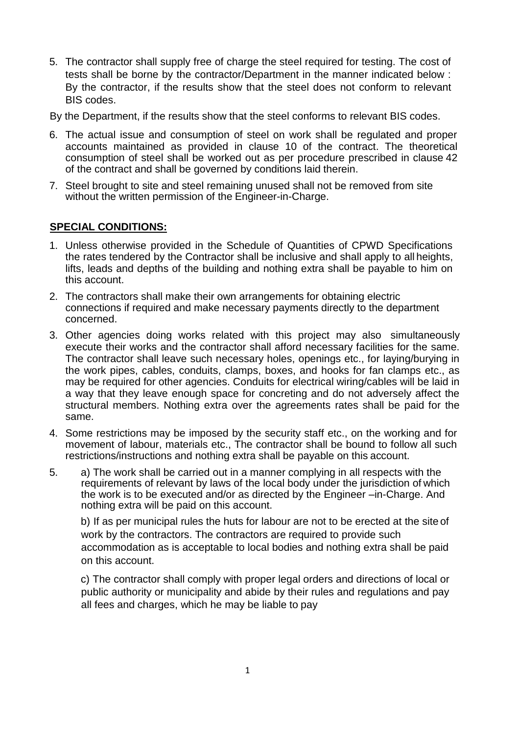5. The contractor shall supply free of charge the steel required for testing. The cost of tests shall be borne by the contractor/Department in the manner indicated below : By the contractor, if the results show that the steel does not conform to relevant BIS codes.

By the Department, if the results show that the steel conforms to relevant BIS codes.

6. The actual issue and consumption of steel on work shall be regulated and proper accounts maintained as provided in clause 10 of the contract. The theoretical consumption of steel shall be worked out as per procedure prescribed in clause 42 of the contract and shall be governed by conditions laid therein.
7. Steel brought to site and steel remaining unused shall not be removed from site without the written permission of the Engineer-in-Charge.

## **SPECIAL CONDITIONS:**

1. Unless otherwise provided in the Schedule of Quantities of CPWD Specifications the rates tendered by the Contractor shall be inclusive and shall apply to all heights, lifts, leads and depths of the building and nothing extra shall be payable to him on this account.
2. The contractors shall make their own arrangements for obtaining electric connections if required and make necessary payments directly to the department concerned.
3. Other agencies doing works related with this project may also simultaneously execute their works and the contractor shall afford necessary facilities for the same. The contractor shall leave such necessary holes, openings etc., for laying/burying in the work pipes, cables, conduits, clamps, boxes, and hooks for fan clamps etc., as may be required for other agencies. Conduits for electrical wiring/cables will be laid in a way that they leave enough space for concreting and do not adversely affect the structural members. Nothing extra over the agreements rates shall be paid for the same.
4. Some restrictions may be imposed by the security staff etc., on the working and for movement of labour, materials etc., The contractor shall be bound to follow all such restrictions/instructions and nothing extra shall be payable on this account.
5. a) The work shall be carried out in a manner complying in all respects with the requirements of relevant by laws of the local body under the jurisdiction of which the work is to be executed and/or as directed by the Engineer –in-Charge. And nothing extra will be paid on this account.

   b) If as per municipal rules the huts for labour are not to be erected at the site of work by the contractors. The contractors are required to provide such accommodation as is acceptable to local bodies and nothing extra shall be paid on this account.

   c) The contractor shall comply with proper legal orders and directions of local or public authority or municipality and abide by their rules and regulations and pay all fees and charges, which he may be liable to pay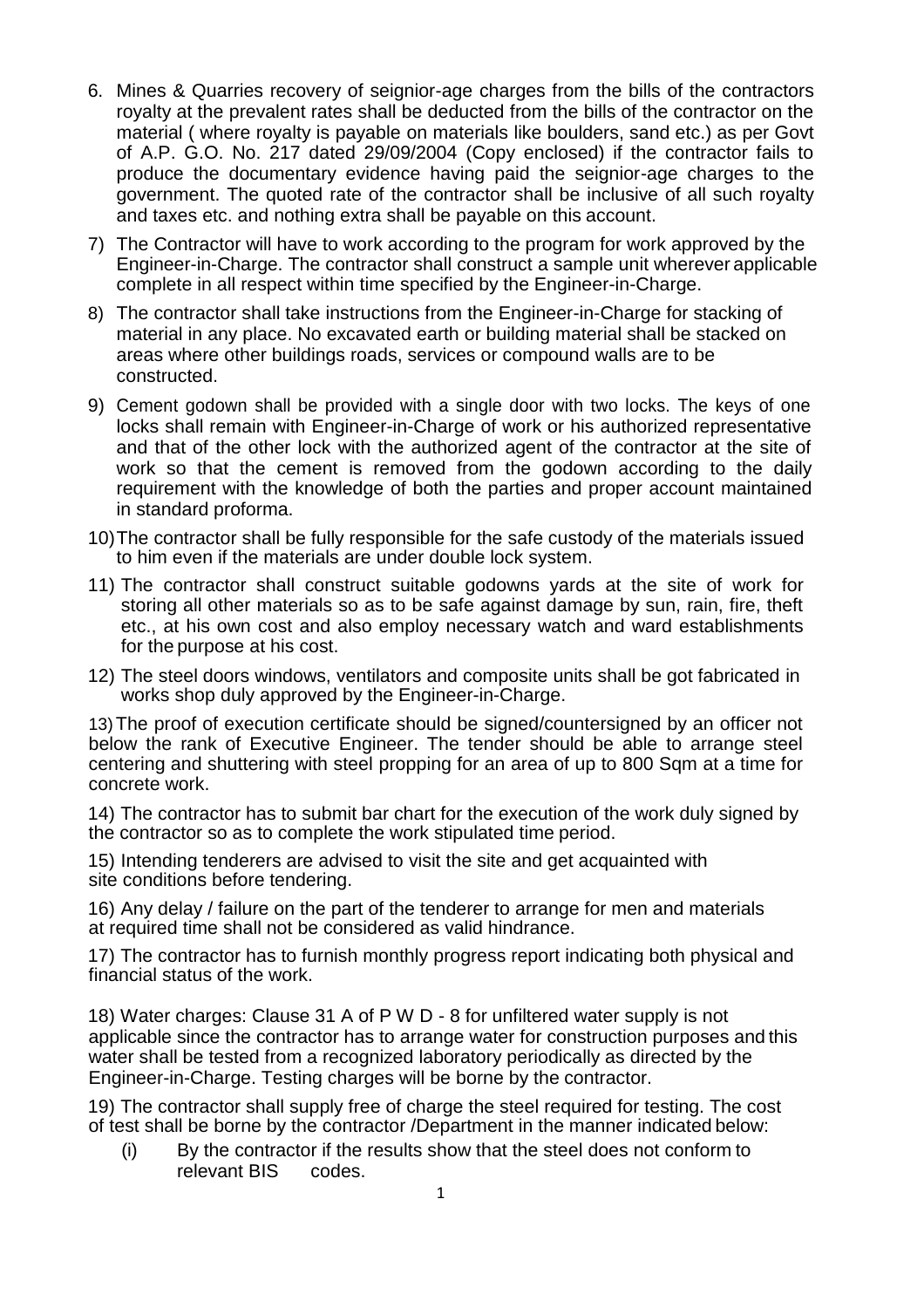6. Mines & Quarries recovery of seignior-age charges from the bills of the contractors royalty at the prevalent rates shall be deducted from the bills of the contractor on the material ( where royalty is payable on materials like boulders, sand etc.) as per Govt of A.P. G.O. No. 217 dated 29/09/2004 (Copy enclosed) if the contractor fails to produce the documentary evidence having paid the seignior-age charges to the government. The quoted rate of the contractor shall be inclusive of all such royalty and taxes etc. and nothing extra shall be payable on this account.

7) The Contractor will have to work according to the program for work approved by the Engineer-in-Charge. The contractor shall construct a sample unit wherever applicable complete in all respect within time specified by the Engineer-in-Charge.

8) The contractor shall take instructions from the Engineer-in-Charge for stacking of material in any place. No excavated earth or building material shall be stacked on areas where other buildings roads, services or compound walls are to be constructed.

9) Cement godown shall be provided with a single door with two locks. The keys of one locks shall remain with Engineer-in-Charge of work or his authorized representative and that of the other lock with the authorized agent of the contractor at the site of work so that the cement is removed from the godown according to the daily requirement with the knowledge of both the parties and proper account maintained in standard proforma.

10) The contractor shall be fully responsible for the safe custody of the materials issued to him even if the materials are under double lock system.

11) The contractor shall construct suitable godowns yards at the site of work for storing all other materials so as to be safe against damage by sun, rain, fire, theft etc., at his own cost and also employ necessary watch and ward establishments for the purpose at his cost.

12) The steel doors windows, ventilators and composite units shall be got fabricated in works shop duly approved by the Engineer-in-Charge.

13) The proof of execution certificate should be signed/countersigned by an officer not below the rank of Executive Engineer. The tender should be able to arrange steel centering and shuttering with steel propping for an area of up to 800 Sqm at a time for concrete work.

14) The contractor has to submit bar chart for the execution of the work duly signed by the contractor so as to complete the work stipulated time period.

15) Intending tenderers are advised to visit the site and get acquainted with site conditions before tendering.

16) Any delay / failure on the part of the tenderer to arrange for men and materials at required time shall not be considered as valid hindrance.

17) The contractor has to furnish monthly progress report indicating both physical and financial status of the work.

18) Water charges: Clause 31 A of P W D - 8 for unfiltered water supply is not applicable since the contractor has to arrange water for construction purposes and this water shall be tested from a recognized laboratory periodically as directed by the Engineer-in-Charge. Testing charges will be borne by the contractor.

19) The contractor shall supply free of charge the steel required for testing. The cost of test shall be borne by the contractor /Department in the manner indicated below:

(i) By the contractor if the results show that the steel does not conform to relevant BIS codes.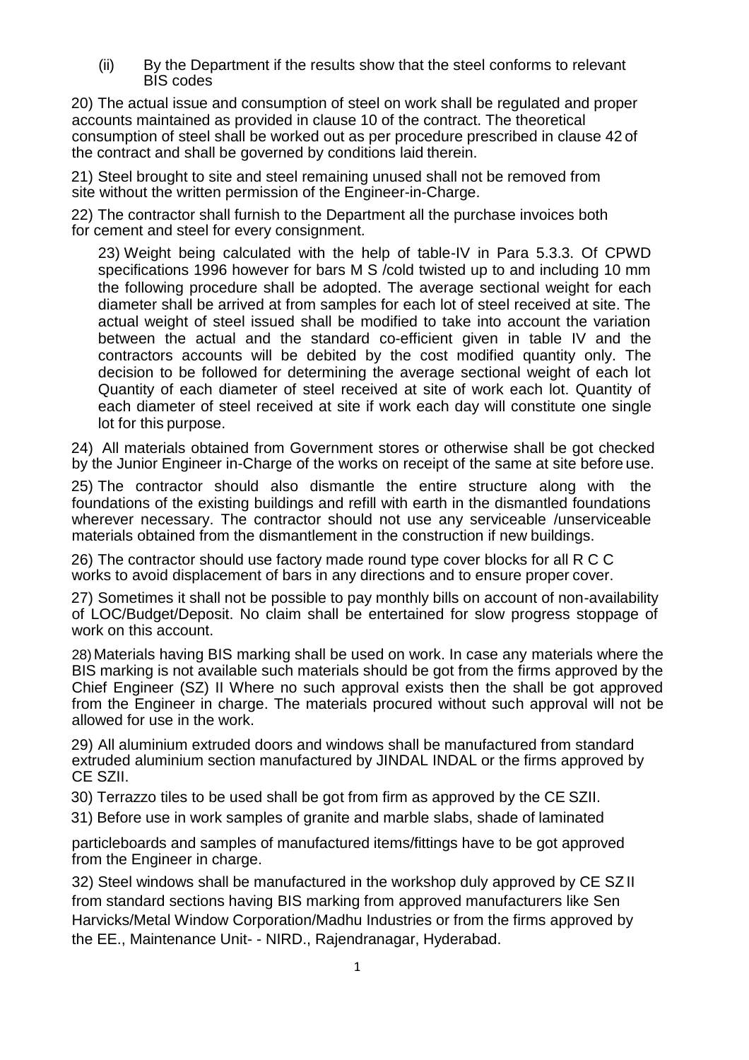(ii) By the Department if the results show that the steel conforms to relevant BIS codes

20) The actual issue and consumption of steel on work shall be regulated and proper accounts maintained as provided in clause 10 of the contract. The theoretical consumption of steel shall be worked out as per procedure prescribed in clause 42 of the contract and shall be governed by conditions laid therein.

21) Steel brought to site and steel remaining unused shall not be removed from site without the written permission of the Engineer-in-Charge.

22) The contractor shall furnish to the Department all the purchase invoices both for cement and steel for every consignment.

23) Weight being calculated with the help of table-IV in Para 5.3.3. Of CPWD specifications 1996 however for bars M S /cold twisted up to and including 10 mm the following procedure shall be adopted. The average sectional weight for each diameter shall be arrived at from samples for each lot of steel received at site. The actual weight of steel issued shall be modified to take into account the variation between the actual and the standard co-efficient given in table IV and the contractors accounts will be debited by the cost modified quantity only. The decision to be followed for determining the average sectional weight of each lot Quantity of each diameter of steel received at site of work each lot. Quantity of each diameter of steel received at site if work each day will constitute one single lot for this purpose.

24) All materials obtained from Government stores or otherwise shall be got checked by the Junior Engineer in-Charge of the works on receipt of the same at site before use.

25) The contractor should also dismantle the entire structure along with the foundations of the existing buildings and refill with earth in the dismantled foundations wherever necessary. The contractor should not use any serviceable /unserviceable materials obtained from the dismantlement in the construction if new buildings.

26) The contractor should use factory made round type cover blocks for all R C C works to avoid displacement of bars in any directions and to ensure proper cover.

27) Sometimes it shall not be possible to pay monthly bills on account of non-availability of LOC/Budget/Deposit. No claim shall be entertained for slow progress stoppage of work on this account.

28) Materials having BIS marking shall be used on work. In case any materials where the BIS marking is not available such materials should be got from the firms approved by the Chief Engineer (SZ) II Where no such approval exists then the shall be got approved from the Engineer in charge. The materials procured without such approval will not be allowed for use in the work.

29) All aluminium extruded doors and windows shall be manufactured from standard extruded aluminium section manufactured by JINDAL INDAL or the firms approved by CE SZII.

30) Terrazzo tiles to be used shall be got from firm as approved by the CE SZII.

31) Before use in work samples of granite and marble slabs, shade of laminated particleboards and samples of manufactured items/fittings have to be got approved from the Engineer in charge.

32) Steel windows shall be manufactured in the workshop duly approved by CE SZ II from standard sections having BIS marking from approved manufacturers like Sen Harvicks/Metal Window Corporation/Madhu Industries or from the firms approved by the EE., Maintenance Unit- - NIRD., Rajendranagar, Hyderabad.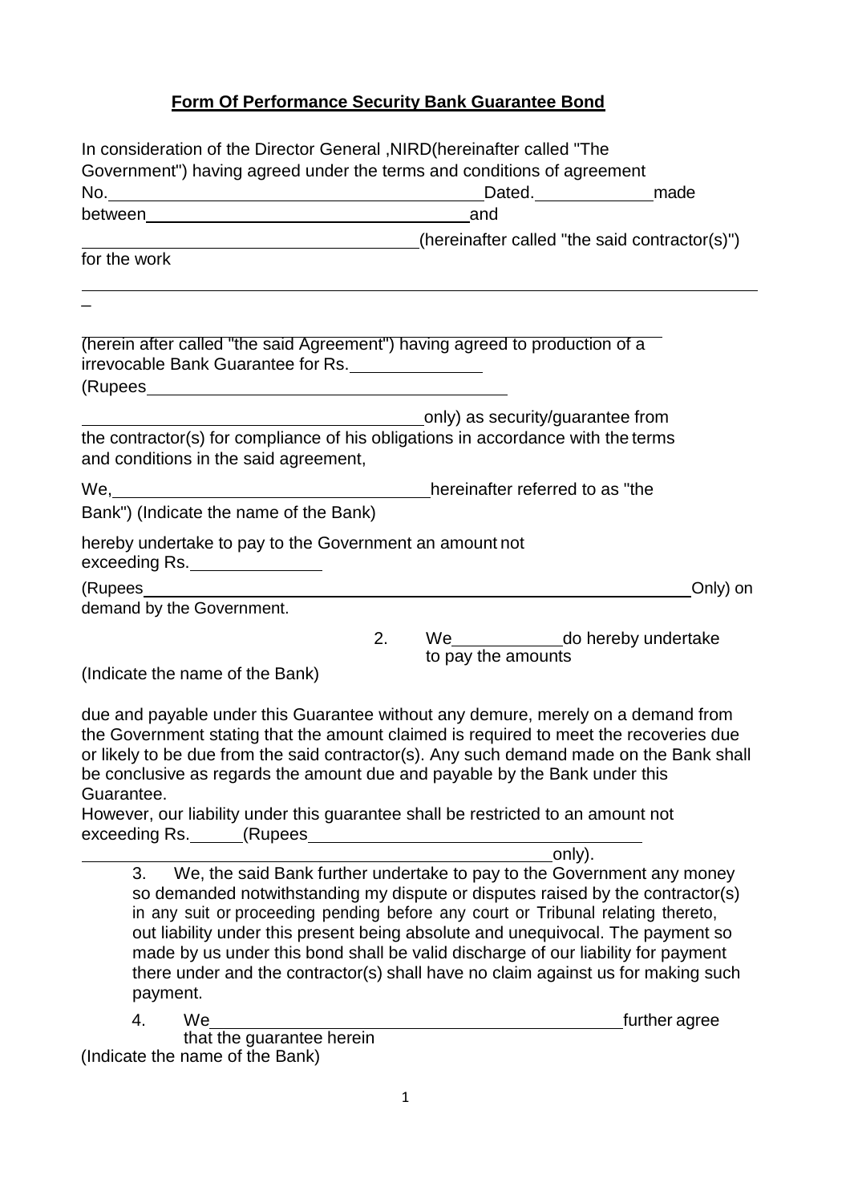## Form Of Performance Security Bank Guarantee Bond

In consideration of the Director General ,NIRD(hereinafter called "The Government") having agreed under the terms and conditions of agreement No.\_\_\_\_\_\_\_\_\_\_\_\_\_\_\_\_\_\_\_\_\_\_\_\_\_\_\_\_\_\_\_\_\_\_Dated.\_\_\_\_\_\_\_\_\_\_\_made between\_\_\_\_\_\_\_\_\_\_\_\_\_\_\_\_\_\_\_\_\_\_\_\_\_\_\_\_\_\_\_and \_\_\_\_\_\_\_\_\_\_\_\_\_\_\_\_\_\_\_\_\_\_\_\_\_\_\_\_\_\_\_(hereinafter called "the said contractor(s)") for the work

\_\_\_\_\_\_\_\_\_\_\_\_\_\_\_\_\_\_\_\_\_\_\_\_\_\_\_\_\_\_\_\_\_\_\_\_\_\_\_\_\_\_\_\_\_\_\_\_\_\_\_\_\_\_\_\_\_\_\_\_\_\_\_\_\_\_\_\_\_\_\_\_

(herein after called "the said Agreement") having agreed to production of a irrevocable Bank Guarantee for Rs.\_\_\_\_\_\_\_\_\_\_\_\_ (Rupees\_\_\_\_\_\_\_\_\_\_\_\_\_\_\_\_\_\_\_\_\_\_\_\_\_\_\_\_\_\_\_\_\_\_\_

\_\_\_\_\_\_\_\_\_\_\_\_\_\_\_\_\_\_\_\_\_\_\_\_\_\_\_\_\_\_\_only) as security/guarantee from the contractor(s) for compliance of his obligations in accordance with the terms and conditions in the said agreement,

We,\_\_\_\_\_\_\_\_\_\_\_\_\_\_\_\_\_\_\_\_\_\_\_\_\_\_\_\_\_\_hereinafter referred to as "the Bank") (Indicate the name of the Bank)

hereby undertake to pay to the Government an amount not exceeding Rs.\_\_\_\_\_\_\_\_\_\_\_\_

(Rupees\_\_\_\_\_\_\_\_\_\_\_\_\_\_\_\_\_\_\_\_\_\_\_\_\_\_\_\_\_\_\_\_\_\_\_\_\_\_\_\_\_\_\_\_\_\_\_\_\_\_\_\_\_\_Only) on demand by the Government.

2. We\_\_\_\_\_\_\_\_\_\_do hereby undertake to pay the amounts

(Indicate the name of the Bank)

due and payable under this Guarantee without any demure, merely on a demand from the Government stating that the amount claimed is required to meet the recoveries due or likely to be due from the said contractor(s). Any such demand made on the Bank shall be conclusive as regards the amount due and payable by the Bank under this Guarantee.
However, our liability under this guarantee shall be restricted to an amount not exceeding Rs.\_\_\_\_\_(Rupees\_\_\_\_\_\_\_\_\_\_\_\_\_\_\_\_\_\_\_\_\_\_\_\_\_\_\_\_\_\_\_\_\_

\_\_\_\_\_\_\_\_\_\_\_\_\_\_\_\_\_\_\_\_\_\_\_\_\_\_\_\_\_\_\_\_\_\_\_\_\_\_\_\_\_\_\_\_\_\_\_\_only).

3. We, the said Bank further undertake to pay to the Government any money so demanded notwithstanding my dispute or disputes raised by the contractor(s) in any suit or proceeding pending before any court or Tribunal relating thereto, out liability under this present being absolute and unequivocal. The payment so made by us under this bond shall be valid discharge of our liability for payment there under and the contractor(s) shall have no claim against us for making such payment.

4. We\_\_\_\_\_\_\_\_\_\_\_\_\_\_\_\_\_\_\_\_\_\_\_\_\_\_\_\_\_\_\_\_\_\_\_\_\_\_\_\_\_\_further agree that the guarantee herein

(Indicate the name of the Bank)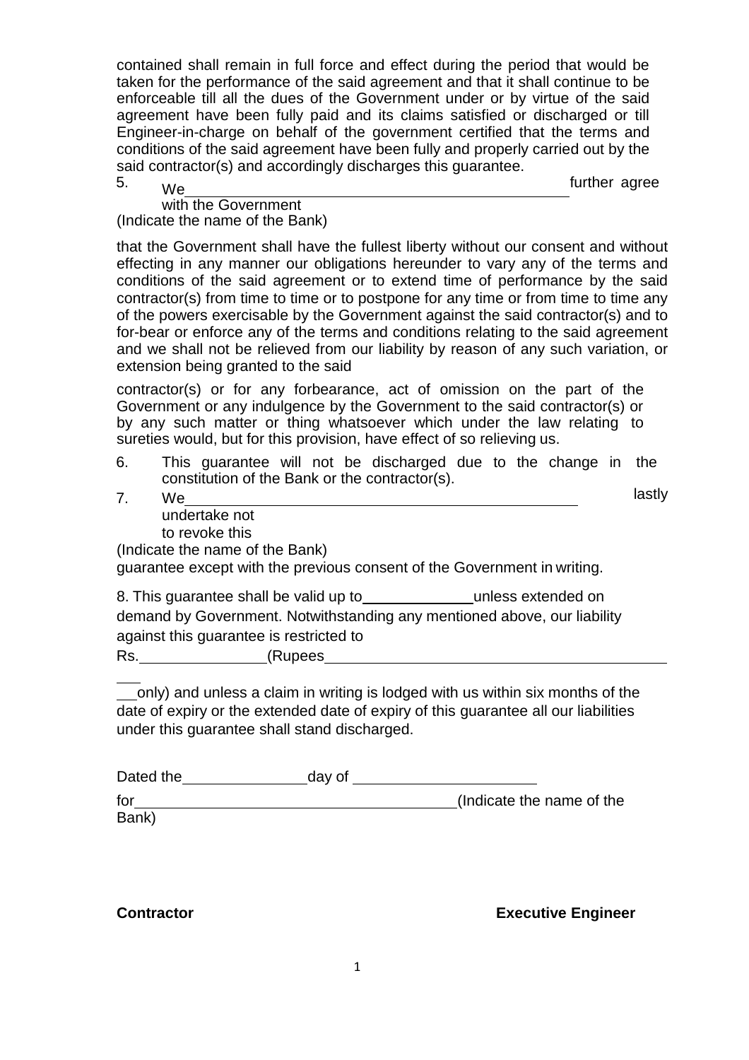contained shall remain in full force and effect during the period that would be taken for the performance of the said agreement and that it shall continue to be enforceable till all the dues of the Government under or by virtue of the said agreement have been fully paid and its claims satisfied or discharged or till Engineer-in-charge on behalf of the government certified that the terms and conditions of the said agreement have been fully and properly carried out by the said contractor(s) and accordingly discharges this guarantee.

5. We\_\_\_\_\_\_\_\_\_\_\_\_\_\_\_\_\_\_\_\_\_\_\_\_\_\_\_\_\_\_\_\_\_\_\_\_\_\_\_\_\_\_\_\_ further agree with the Government
(Indicate the name of the Bank)

that the Government shall have the fullest liberty without our consent and without effecting in any manner our obligations hereunder to vary any of the terms and conditions of the said agreement or to extend time of performance by the said contractor(s) from time to time or to postpone for any time or from time to time any of the powers exercisable by the Government against the said contractor(s) and to for-bear or enforce any of the terms and conditions relating to the said agreement and we shall not be relieved from our liability by reason of any such variation, or extension being granted to the said

contractor(s) or for any forbearance, act of omission on the part of the Government or any indulgence by the Government to the said contractor(s) or by any such matter or thing whatsoever which under the law relating to sureties would, but for this provision, have effect of so relieving us.

6. This guarantee will not be discharged due to the change in the constitution of the Bank or the contractor(s).

7. We\_\_\_\_\_\_\_\_\_\_\_\_\_\_\_\_\_\_\_\_\_\_\_\_\_\_\_\_\_\_\_\_\_\_\_\_\_\_\_\_\_\_\_\_ lastly undertake not to revoke this
(Indicate the name of the Bank)
guarantee except with the previous consent of the Government in writing.

8. This guarantee shall be valid up to\_\_\_\_\_\_\_\_\_\_\_\_unless extended on demand by Government. Notwithstanding any mentioned above, our liability against this guarantee is restricted to
Rs.\_\_\_\_\_\_\_\_\_\_\_\_\_\_(Rupees\_\_\_\_\_\_\_\_\_\_\_\_\_\_\_\_\_\_\_\_\_\_\_\_\_\_\_\_\_\_\_\_\_\_\_\_\_\_\_\_

\_\_only) and unless a claim in writing is lodged with us within six months of the date of expiry or the extended date of expiry of this guarantee all our liabilities under this guarantee shall stand discharged.

Dated the\_\_\_\_\_\_\_\_\_\_\_\_\_\_day of \_\_\_\_\_\_\_\_\_\_\_\_\_\_\_\_\_\_\_\_\_

for\_\_\_\_\_\_\_\_\_\_\_\_\_\_\_\_\_\_\_\_\_\_\_\_\_\_\_\_\_\_\_\_\_\_\_\_\_(Indicate the name of the Bank)

**Contractor** **Executive Engineer**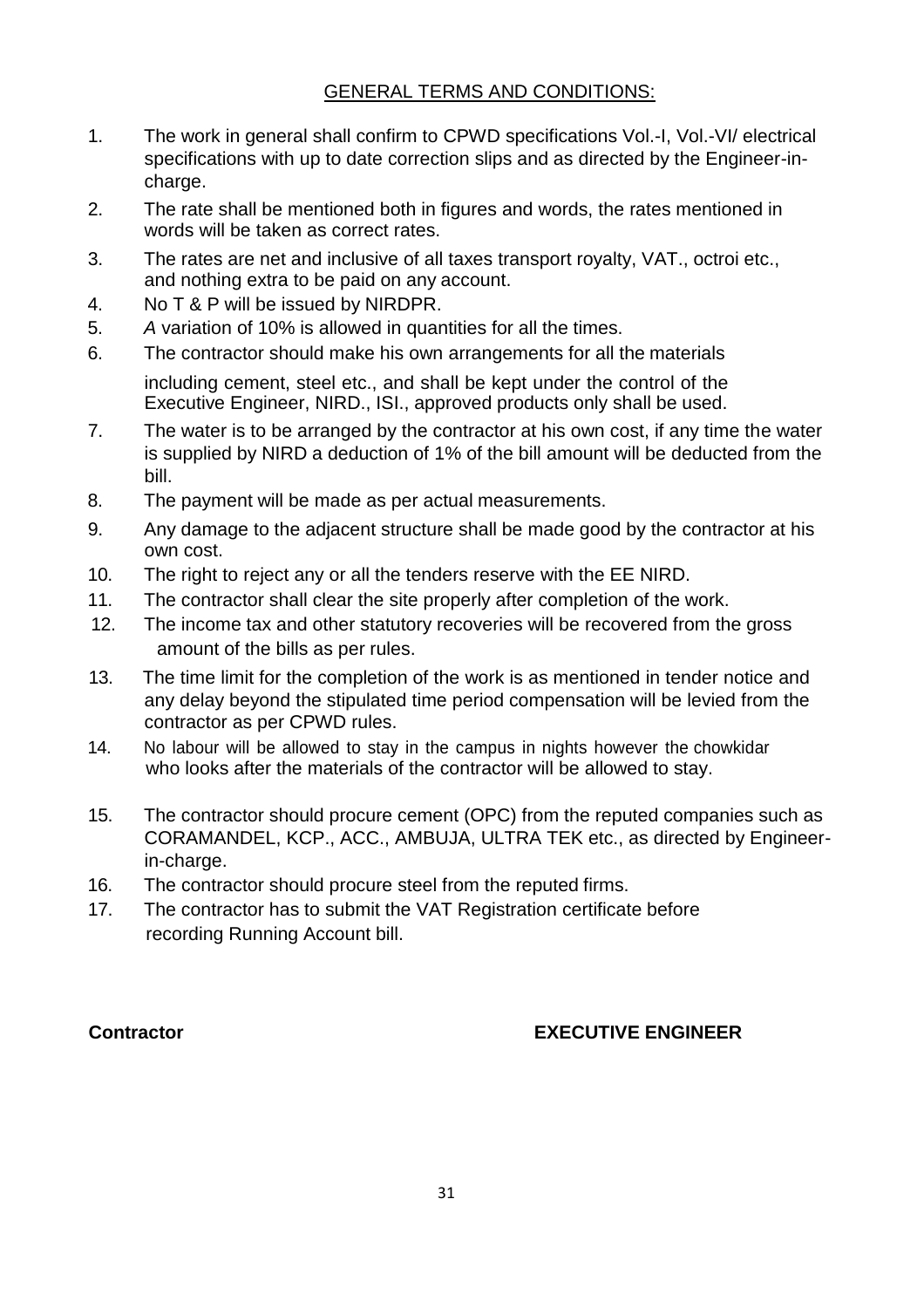## GENERAL TERMS AND CONDITIONS:

1. The work in general shall confirm to CPWD specifications Vol.-I, Vol.-VI/ electrical specifications with up to date correction slips and as directed by the Engineer-in-charge.
2. The rate shall be mentioned both in figures and words, the rates mentioned in words will be taken as correct rates.
3. The rates are net and inclusive of all taxes transport royalty, VAT., octroi etc., and nothing extra to be paid on any account.
4. No T & P will be issued by NIRDPR.
5. *A* variation of 10% is allowed in quantities for all the times.
6. The contractor should make his own arrangements for all the materials including cement, steel etc., and shall be kept under the control of the Executive Engineer, NIRD., ISI., approved products only shall be used.
7. The water is to be arranged by the contractor at his own cost, if any time the water is supplied by NIRD a deduction of 1% of the bill amount will be deducted from the bill.
8. The payment will be made as per actual measurements.
9. Any damage to the adjacent structure shall be made good by the contractor at his own cost.
10. The right to reject any or all the tenders reserve with the EE NIRD.
11. The contractor shall clear the site properly after completion of the work.
12. The income tax and other statutory recoveries will be recovered from the gross amount of the bills as per rules.
13. The time limit for the completion of the work is as mentioned in tender notice and any delay beyond the stipulated time period compensation will be levied from the contractor as per CPWD rules.
14. No labour will be allowed to stay in the campus in nights however the chowkidar who looks after the materials of the contractor will be allowed to stay.
15. The contractor should procure cement (OPC) from the reputed companies such as CORAMANDEL, KCP., ACC., AMBUJA, ULTRA TEK etc., as directed by Engineer-in-charge.
16. The contractor should procure steel from the reputed firms.
17. The contractor has to submit the VAT Registration certificate before recording Running Account bill.

**Contractor** **EXECUTIVE ENGINEER**